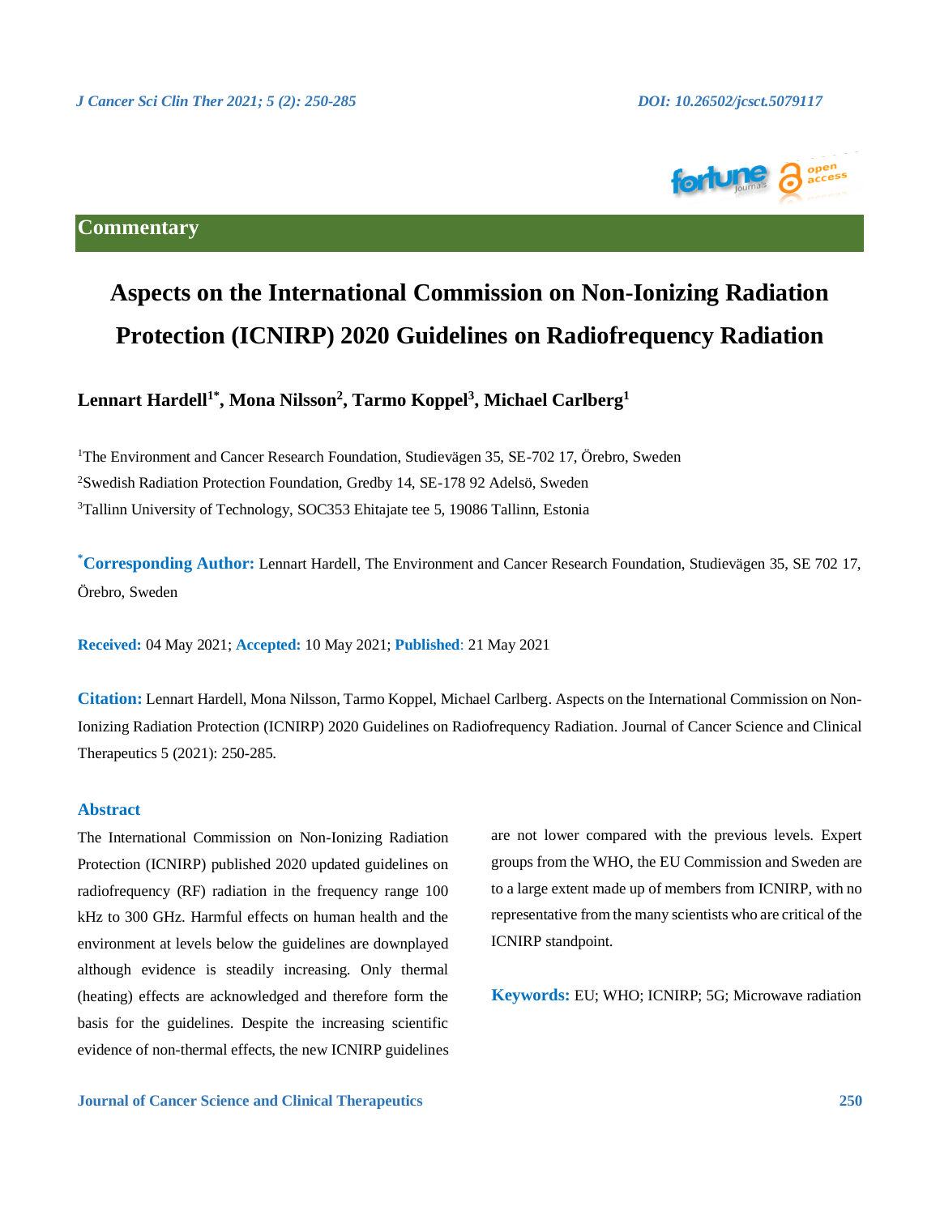Commentary

# Aspects on the International Commission on Non-Ionizing Radiation Protection (ICNIRP) 2020 Guidelines on Radiofrequency Radiation

**Lennart Hardell[1*], Mona Nilsson[2], Tarmo Koppel[3], Michael Carlberg[1]**

[1]The Environment and Cancer Research Foundation, Studievägen 35, SE-702 17, Örebro, Sweden

[2]Swedish Radiation Protection Foundation, Gredby 14, SE-178 92 Adelsö, Sweden

[3]Tallinn University of Technology, SOC353 Ehitajate tee 5, 19086 Tallinn, Estonia

**[*]Corresponding Author:** Lennart Hardell, The Environment and Cancer Research Foundation, Studievägen 35, SE 702 17, Örebro, Sweden

**Received:** 04 May 2021; **Accepted:** 10 May 2021; **Published**: 21 May 2021

**Citation:** Lennart Hardell, Mona Nilsson, Tarmo Koppel, Michael Carlberg. Aspects on the International Commission on Non-Ionizing Radiation Protection (ICNIRP) 2020 Guidelines on Radiofrequency Radiation. Journal of Cancer Science and Clinical Therapeutics 5 (2021): 250-285.

## Abstract

The International Commission on Non-Ionizing Radiation Protection (ICNIRP) published 2020 updated guidelines on radiofrequency (RF) radiation in the frequency range 100 kHz to 300 GHz. Harmful effects on human health and the environment at levels below the guidelines are downplayed although evidence is steadily increasing. Only thermal (heating) effects are acknowledged and therefore form the basis for the guidelines. Despite the increasing scientific evidence of non-thermal effects, the new ICNIRP guidelines are not lower compared with the previous levels. Expert groups from the WHO, the EU Commission and Sweden are to a large extent made up of members from ICNIRP, with no representative from the many scientists who are critical of the ICNIRP standpoint.

**Keywords:** EU; WHO; ICNIRP; 5G; Microwave radiation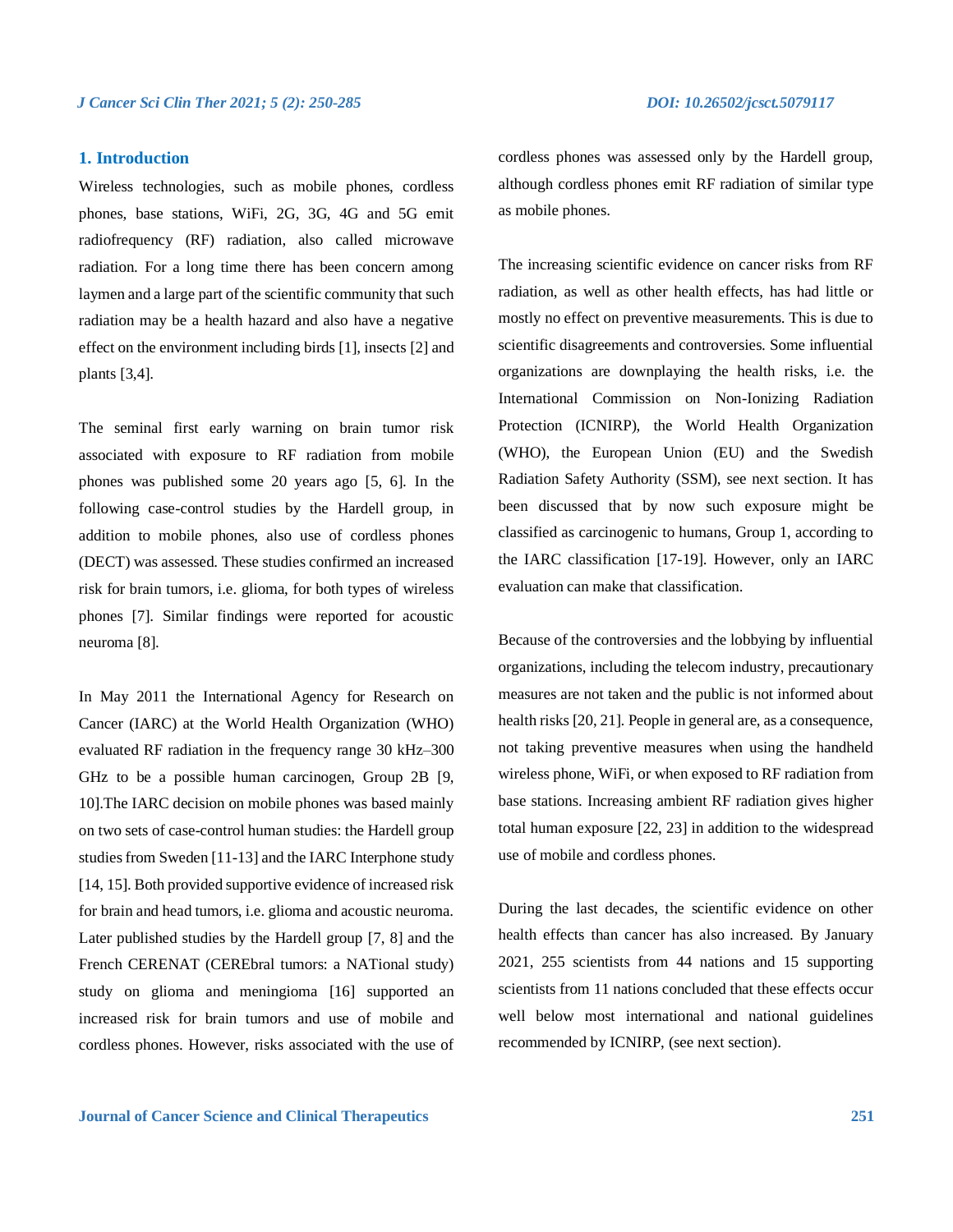## 1. Introduction

Wireless technologies, such as mobile phones, cordless phones, base stations, WiFi, 2G, 3G, 4G and 5G emit radiofrequency (RF) radiation, also called microwave radiation. For a long time there has been concern among laymen and a large part of the scientific community that such radiation may be a health hazard and also have a negative effect on the environment including birds [1], insects [2] and plants [3,4].

The seminal first early warning on brain tumor risk associated with exposure to RF radiation from mobile phones was published some 20 years ago [5, 6]. In the following case-control studies by the Hardell group, in addition to mobile phones, also use of cordless phones (DECT) was assessed. These studies confirmed an increased risk for brain tumors, i.e. glioma, for both types of wireless phones [7]. Similar findings were reported for acoustic neuroma [8].

In May 2011 the International Agency for Research on Cancer (IARC) at the World Health Organization (WHO) evaluated RF radiation in the frequency range 30 kHz–300 GHz to be a possible human carcinogen, Group 2B [9, 10].The IARC decision on mobile phones was based mainly on two sets of case-control human studies: the Hardell group studies from Sweden [11-13] and the IARC Interphone study [14, 15]. Both provided supportive evidence of increased risk for brain and head tumors, i.e. glioma and acoustic neuroma. Later published studies by the Hardell group [7, 8] and the French CERENAT (CEREbral tumors: a NATional study) study on glioma and meningioma [16] supported an increased risk for brain tumors and use of mobile and cordless phones. However, risks associated with the use of cordless phones was assessed only by the Hardell group, although cordless phones emit RF radiation of similar type as mobile phones.

The increasing scientific evidence on cancer risks from RF radiation, as well as other health effects, has had little or mostly no effect on preventive measurements. This is due to scientific disagreements and controversies. Some influential organizations are downplaying the health risks, i.e. the International Commission on Non-Ionizing Radiation Protection (ICNIRP), the World Health Organization (WHO), the European Union (EU) and the Swedish Radiation Safety Authority (SSM), see next section. It has been discussed that by now such exposure might be classified as carcinogenic to humans, Group 1, according to the IARC classification [17-19]. However, only an IARC evaluation can make that classification.

Because of the controversies and the lobbying by influential organizations, including the telecom industry, precautionary measures are not taken and the public is not informed about health risks [20, 21]. People in general are, as a consequence, not taking preventive measures when using the handheld wireless phone, WiFi, or when exposed to RF radiation from base stations. Increasing ambient RF radiation gives higher total human exposure [22, 23] in addition to the widespread use of mobile and cordless phones.

During the last decades, the scientific evidence on other health effects than cancer has also increased. By January 2021, 255 scientists from 44 nations and 15 supporting scientists from 11 nations concluded that these effects occur well below most international and national guidelines recommended by ICNIRP, (see next section).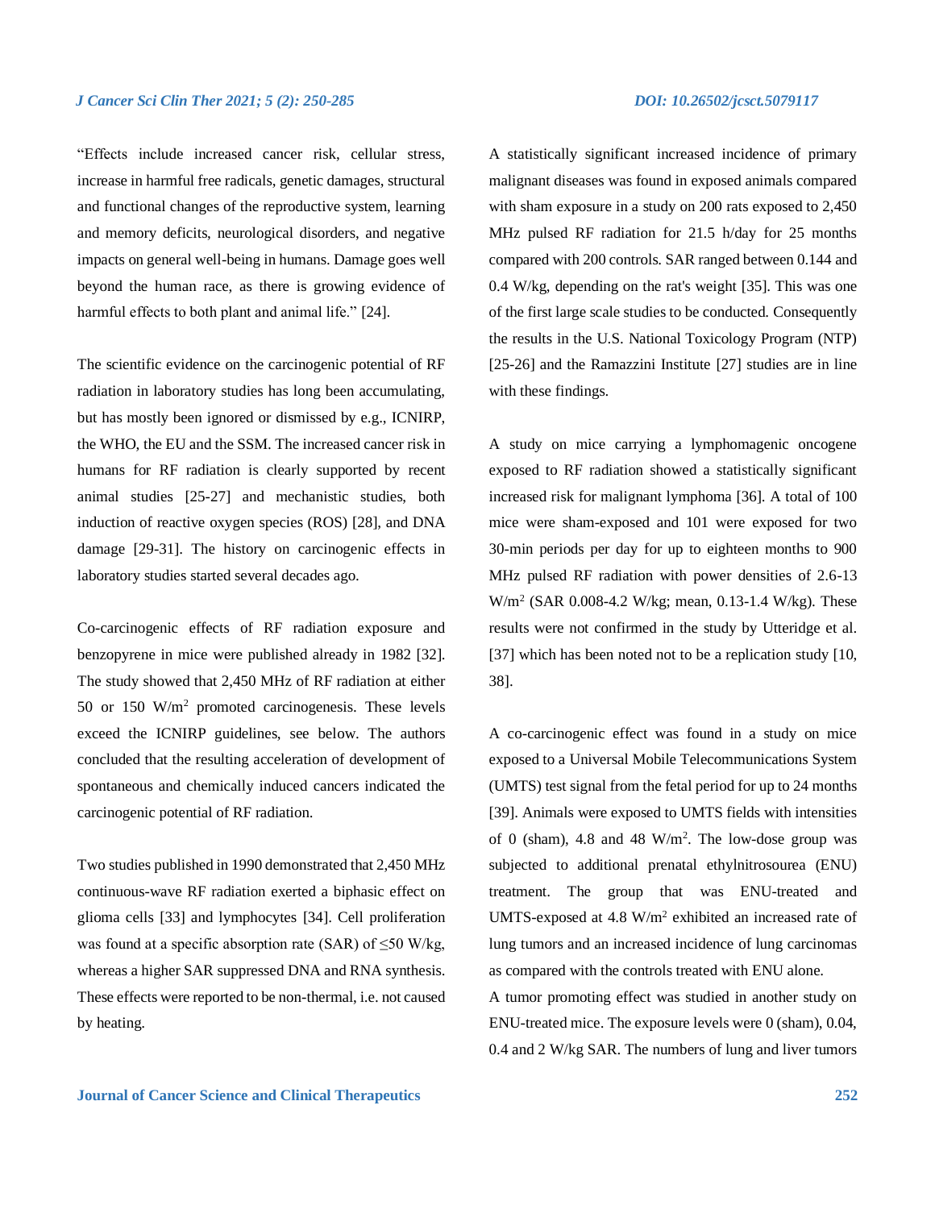"Effects include increased cancer risk, cellular stress, increase in harmful free radicals, genetic damages, structural and functional changes of the reproductive system, learning and memory deficits, neurological disorders, and negative impacts on general well-being in humans. Damage goes well beyond the human race, as there is growing evidence of harmful effects to both plant and animal life." [24].

The scientific evidence on the carcinogenic potential of RF radiation in laboratory studies has long been accumulating, but has mostly been ignored or dismissed by e.g., ICNIRP, the WHO, the EU and the SSM. The increased cancer risk in humans for RF radiation is clearly supported by recent animal studies [25-27] and mechanistic studies, both induction of reactive oxygen species (ROS) [28], and DNA damage [29-31]. The history on carcinogenic effects in laboratory studies started several decades ago.

Co-carcinogenic effects of RF radiation exposure and benzopyrene in mice were published already in 1982 [32]. The study showed that 2,450 MHz of RF radiation at either 50 or 150 W/m$^2$ promoted carcinogenesis. These levels exceed the ICNIRP guidelines, see below. The authors concluded that the resulting acceleration of development of spontaneous and chemically induced cancers indicated the carcinogenic potential of RF radiation.

Two studies published in 1990 demonstrated that 2,450 MHz continuous-wave RF radiation exerted a biphasic effect on glioma cells [33] and lymphocytes [34]. Cell proliferation was found at a specific absorption rate (SAR) of ≤50 W/kg, whereas a higher SAR suppressed DNA and RNA synthesis. These effects were reported to be non-thermal, i.e. not caused by heating.

A statistically significant increased incidence of primary malignant diseases was found in exposed animals compared with sham exposure in a study on 200 rats exposed to 2,450 MHz pulsed RF radiation for 21.5 h/day for 25 months compared with 200 controls. SAR ranged between 0.144 and 0.4 W/kg, depending on the rat's weight [35]. This was one of the first large scale studies to be conducted. Consequently the results in the U.S. National Toxicology Program (NTP) [25-26] and the Ramazzini Institute [27] studies are in line with these findings.

A study on mice carrying a lymphomagenic oncogene exposed to RF radiation showed a statistically significant increased risk for malignant lymphoma [36]. A total of 100 mice were sham-exposed and 101 were exposed for two 30-min periods per day for up to eighteen months to 900 MHz pulsed RF radiation with power densities of 2.6-13 W/m$^2$ (SAR 0.008-4.2 W/kg; mean, 0.13-1.4 W/kg). These results were not confirmed in the study by Utteridge et al. [37] which has been noted not to be a replication study [10, 38].

A co-carcinogenic effect was found in a study on mice exposed to a Universal Mobile Telecommunications System (UMTS) test signal from the fetal period for up to 24 months [39]. Animals were exposed to UMTS fields with intensities of 0 (sham), 4.8 and 48 W/m$^2$. The low-dose group was subjected to additional prenatal ethylnitrosourea (ENU) treatment. The group that was ENU-treated and UMTS-exposed at 4.8 W/m$^2$ exhibited an increased rate of lung tumors and an increased incidence of lung carcinomas as compared with the controls treated with ENU alone.

A tumor promoting effect was studied in another study on ENU-treated mice. The exposure levels were 0 (sham), 0.04, 0.4 and 2 W/kg SAR. The numbers of lung and liver tumors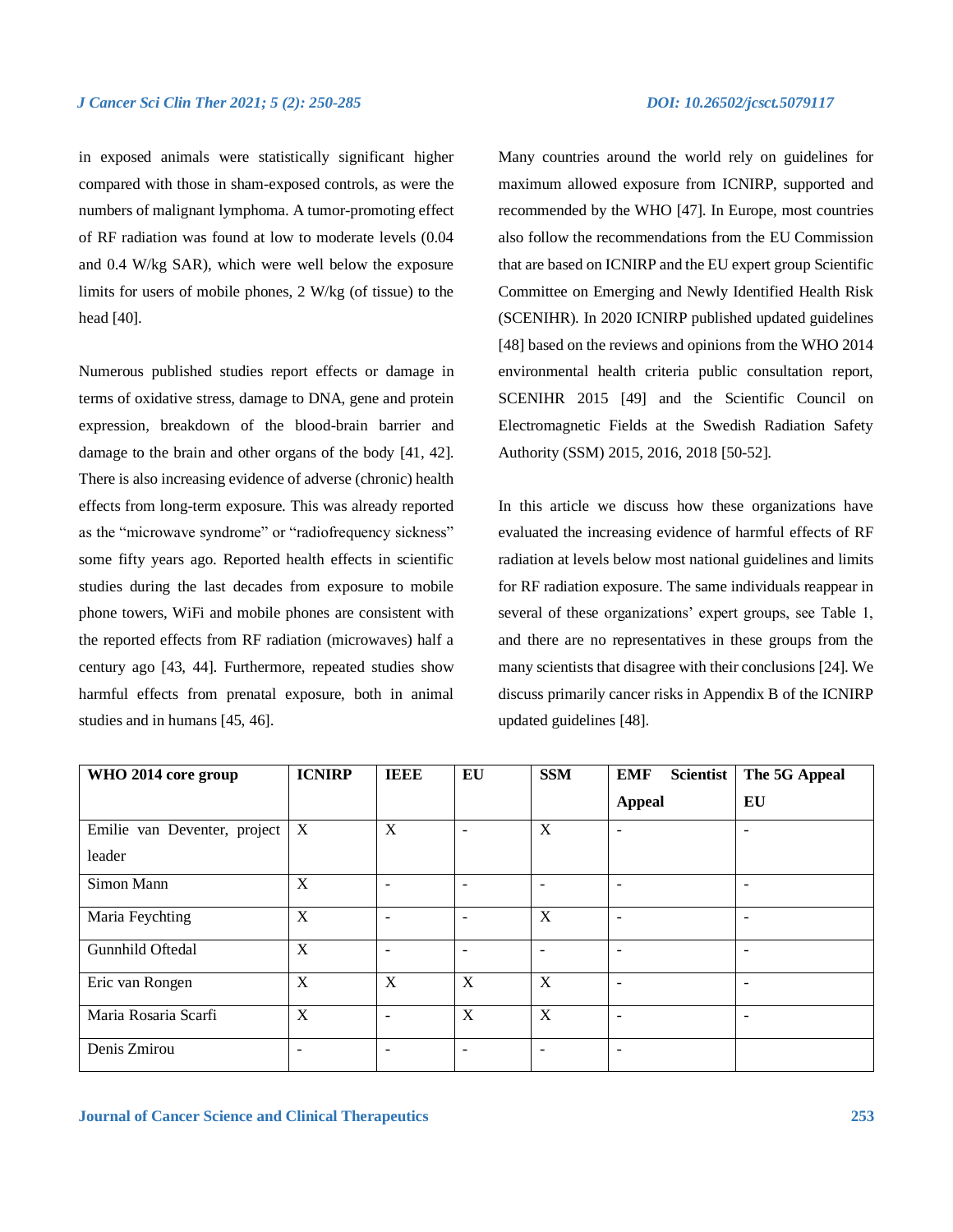in exposed animals were statistically significant higher compared with those in sham-exposed controls, as were the numbers of malignant lymphoma. A tumor-promoting effect of RF radiation was found at low to moderate levels (0.04 and 0.4 W/kg SAR), which were well below the exposure limits for users of mobile phones, 2 W/kg (of tissue) to the head [40].

Numerous published studies report effects or damage in terms of oxidative stress, damage to DNA, gene and protein expression, breakdown of the blood-brain barrier and damage to the brain and other organs of the body [41, 42]. There is also increasing evidence of adverse (chronic) health effects from long-term exposure. This was already reported as the "microwave syndrome" or "radiofrequency sickness" some fifty years ago. Reported health effects in scientific studies during the last decades from exposure to mobile phone towers, WiFi and mobile phones are consistent with the reported effects from RF radiation (microwaves) half a century ago [43, 44]. Furthermore, repeated studies show harmful effects from prenatal exposure, both in animal studies and in humans [45, 46].

Many countries around the world rely on guidelines for maximum allowed exposure from ICNIRP, supported and recommended by the WHO [47]. In Europe, most countries also follow the recommendations from the EU Commission that are based on ICNIRP and the EU expert group Scientific Committee on Emerging and Newly Identified Health Risk (SCENIHR). In 2020 ICNIRP published updated guidelines [48] based on the reviews and opinions from the WHO 2014 environmental health criteria public consultation report, SCENIHR 2015 [49] and the Scientific Council on Electromagnetic Fields at the Swedish Radiation Safety Authority (SSM) 2015, 2016, 2018 [50-52].

In this article we discuss how these organizations have evaluated the increasing evidence of harmful effects of RF radiation at levels below most national guidelines and limits for RF radiation exposure. The same individuals reappear in several of these organizations' expert groups, see Table 1, and there are no representatives in these groups from the many scientists that disagree with their conclusions [24]. We discuss primarily cancer risks in Appendix B of the ICNIRP updated guidelines [48].

| WHO 2014 core group | ICNIRP | IEEE | EU | SSM | EMF Scientist Appeal | The 5G Appeal EU |
|---|---|---|---|---|---|---|
| Emilie van Deventer, project leader | X | X | - | X | - | - |
| Simon Mann | X | - | - | - | - | - |
| Maria Feychting | X | - | - | X | - | - |
| Gunnhild Oftedal | X | - | - | - | - | - |
| Eric van Rongen | X | X | X | X | - | - |
| Maria Rosaria Scarfi | X | - | X | X | - | - |
| Denis Zmirou | - | - | - | - | - | |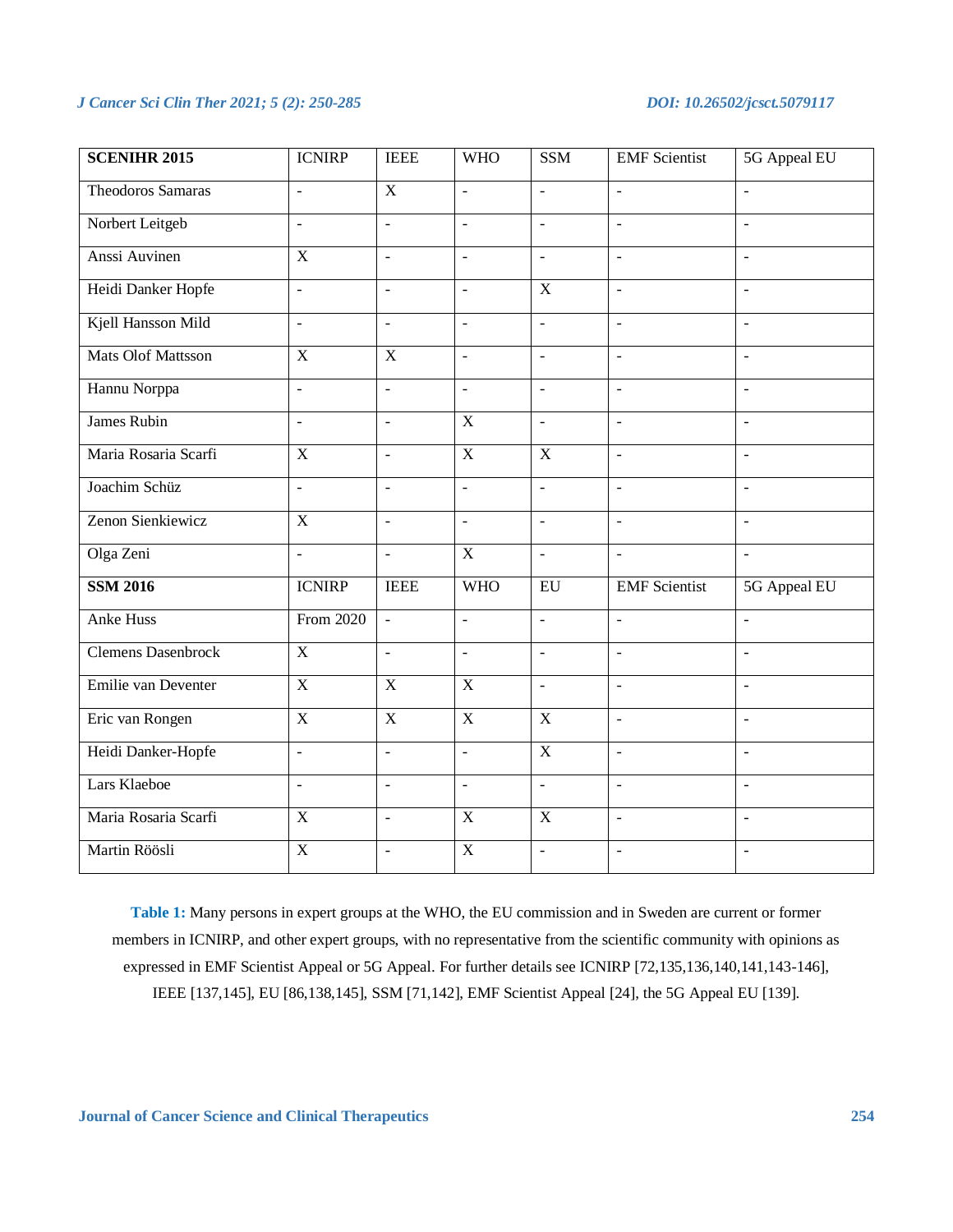| SCENIHR 2015 | ICNIRP | IEEE | WHO | SSM | EMF Scientist | 5G Appeal EU |
|---|---|---|---|---|---|---|
| Theodoros Samaras | - | X | - | - | - | - |
| Norbert Leitgeb | - | - | - | - | - | - |
| Anssi Auvinen | X | - | - | - | - | - |
| Heidi Danker Hopfe | - | - | - | X | - | - |
| Kjell Hansson Mild | - | - | - | - | - | - |
| Mats Olof Mattsson | X | X | - | - | - | - |
| Hannu Norppa | - | - | - | - | - | - |
| James Rubin | - | - | X | - | - | - |
| Maria Rosaria Scarfi | X | - | X | X | - | - |
| Joachim Schüz | - | - | - | - | - | - |
| Zenon Sienkiewicz | X | - | - | - | - | - |
| Olga Zeni | - | - | X | - | - | - |
| **SSM 2016** | ICNIRP | IEEE | WHO | EU | EMF Scientist | 5G Appeal EU |
| Anke Huss | From 2020 | - | - | - | - | - |
| Clemens Dasenbrock | X | - | - | - | - | - |
| Emilie van Deventer | X | X | X | - | - | - |
| Eric van Rongen | X | X | X | X | - | - |
| Heidi Danker-Hopfe | - | - | - | X | - | - |
| Lars Klaeboe | - | - | - | - | - | - |
| Maria Rosaria Scarfi | X | - | X | X | - | - |
| Martin Röösli | X | - | X | - | - | - |

**Table 1:** Many persons in expert groups at the WHO, the EU commission and in Sweden are current or former members in ICNIRP, and other expert groups, with no representative from the scientific community with opinions as expressed in EMF Scientist Appeal or 5G Appeal. For further details see ICNIRP [72,135,136,140,141,143-146], IEEE [137,145], EU [86,138,145], SSM [71,142], EMF Scientist Appeal [24], the 5G Appeal EU [139].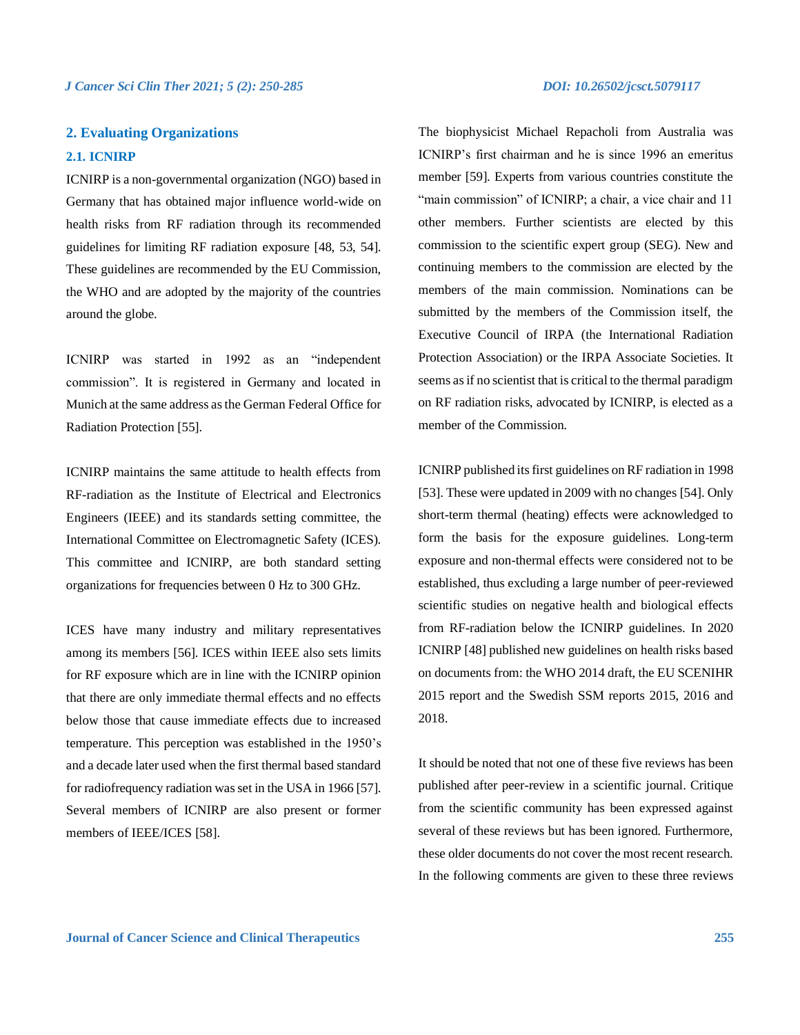## 2. Evaluating Organizations

### 2.1. ICNIRP

ICNIRP is a non-governmental organization (NGO) based in Germany that has obtained major influence world-wide on health risks from RF radiation through its recommended guidelines for limiting RF radiation exposure [48, 53, 54]. These guidelines are recommended by the EU Commission, the WHO and are adopted by the majority of the countries around the globe.

ICNIRP was started in 1992 as an "independent commission". It is registered in Germany and located in Munich at the same address as the German Federal Office for Radiation Protection [55].

ICNIRP maintains the same attitude to health effects from RF-radiation as the Institute of Electrical and Electronics Engineers (IEEE) and its standards setting committee, the International Committee on Electromagnetic Safety (ICES). This committee and ICNIRP, are both standard setting organizations for frequencies between 0 Hz to 300 GHz.

ICES have many industry and military representatives among its members [56]. ICES within IEEE also sets limits for RF exposure which are in line with the ICNIRP opinion that there are only immediate thermal effects and no effects below those that cause immediate effects due to increased temperature. This perception was established in the 1950's and a decade later used when the first thermal based standard for radiofrequency radiation was set in the USA in 1966 [57]. Several members of ICNIRP are also present or former members of IEEE/ICES [58].

The biophysicist Michael Repacholi from Australia was ICNIRP's first chairman and he is since 1996 an emeritus member [59]. Experts from various countries constitute the "main commission" of ICNIRP; a chair, a vice chair and 11 other members. Further scientists are elected by this commission to the scientific expert group (SEG). New and continuing members to the commission are elected by the members of the main commission. Nominations can be submitted by the members of the Commission itself, the Executive Council of IRPA (the International Radiation Protection Association) or the IRPA Associate Societies. It seems as if no scientist that is critical to the thermal paradigm on RF radiation risks, advocated by ICNIRP, is elected as a member of the Commission.

ICNIRP published its first guidelines on RF radiation in 1998 [53]. These were updated in 2009 with no changes [54]. Only short-term thermal (heating) effects were acknowledged to form the basis for the exposure guidelines. Long-term exposure and non-thermal effects were considered not to be established, thus excluding a large number of peer-reviewed scientific studies on negative health and biological effects from RF-radiation below the ICNIRP guidelines. In 2020 ICNIRP [48] published new guidelines on health risks based on documents from: the WHO 2014 draft, the EU SCENIHR 2015 report and the Swedish SSM reports 2015, 2016 and 2018.

It should be noted that not one of these five reviews has been published after peer-review in a scientific journal. Critique from the scientific community has been expressed against several of these reviews but has been ignored. Furthermore, these older documents do not cover the most recent research. In the following comments are given to these three reviews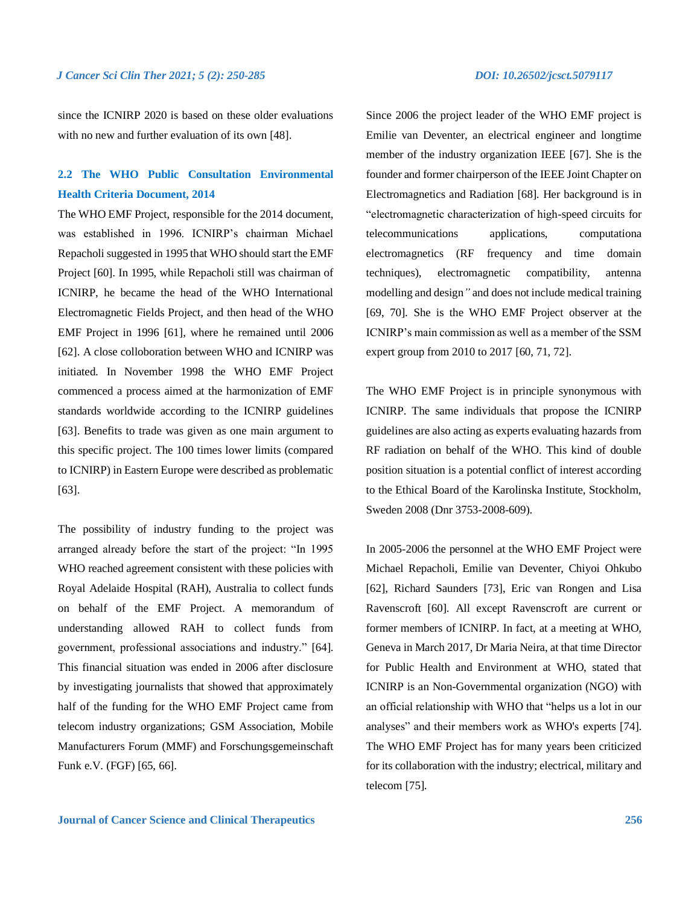since the ICNIRP 2020 is based on these older evaluations with no new and further evaluation of its own [48].

### 2.2 The WHO Public Consultation Environmental Health Criteria Document, 2014

The WHO EMF Project, responsible for the 2014 document, was established in 1996. ICNIRP's chairman Michael Repacholi suggested in 1995 that WHO should start the EMF Project [60]. In 1995, while Repacholi still was chairman of ICNIRP, he became the head of the WHO International Electromagnetic Fields Project, and then head of the WHO EMF Project in 1996 [61], where he remained until 2006 [62]. A close colloboration between WHO and ICNIRP was initiated. In November 1998 the WHO EMF Project commenced a process aimed at the harmonization of EMF standards worldwide according to the ICNIRP guidelines [63]. Benefits to trade was given as one main argument to this specific project. The 100 times lower limits (compared to ICNIRP) in Eastern Europe were described as problematic [63].

The possibility of industry funding to the project was arranged already before the start of the project: "In 1995 WHO reached agreement consistent with these policies with Royal Adelaide Hospital (RAH), Australia to collect funds on behalf of the EMF Project. A memorandum of understanding allowed RAH to collect funds from government, professional associations and industry." [64]. This financial situation was ended in 2006 after disclosure by investigating journalists that showed that approximately half of the funding for the WHO EMF Project came from telecom industry organizations; GSM Association, Mobile Manufacturers Forum (MMF) and Forschungsgemeinschaft Funk e.V. (FGF) [65, 66].

Since 2006 the project leader of the WHO EMF project is Emilie van Deventer, an electrical engineer and longtime member of the industry organization IEEE [67]. She is the founder and former chairperson of the IEEE Joint Chapter on Electromagnetics and Radiation [68]. Her background is in "electromagnetic characterization of high-speed circuits for telecommunications applications, computationa electromagnetics (RF frequency and time domain techniques), electromagnetic compatibility, antenna modelling and design" and does not include medical training [69, 70]. She is the WHO EMF Project observer at the ICNIRP's main commission as well as a member of the SSM expert group from 2010 to 2017 [60, 71, 72].

The WHO EMF Project is in principle synonymous with ICNIRP. The same individuals that propose the ICNIRP guidelines are also acting as experts evaluating hazards from RF radiation on behalf of the WHO. This kind of double position situation is a potential conflict of interest according to the Ethical Board of the Karolinska Institute, Stockholm, Sweden 2008 (Dnr 3753-2008-609).

In 2005-2006 the personnel at the WHO EMF Project were Michael Repacholi, Emilie van Deventer, Chiyoi Ohkubo [62], Richard Saunders [73], Eric van Rongen and Lisa Ravenscroft [60]. All except Ravenscroft are current or former members of ICNIRP. In fact, at a meeting at WHO, Geneva in March 2017, Dr Maria Neira, at that time Director for Public Health and Environment at WHO, stated that ICNIRP is an Non-Governmental organization (NGO) with an official relationship with WHO that "helps us a lot in our analyses" and their members work as WHO's experts [74]. The WHO EMF Project has for many years been criticized for its collaboration with the industry; electrical, military and telecom [75].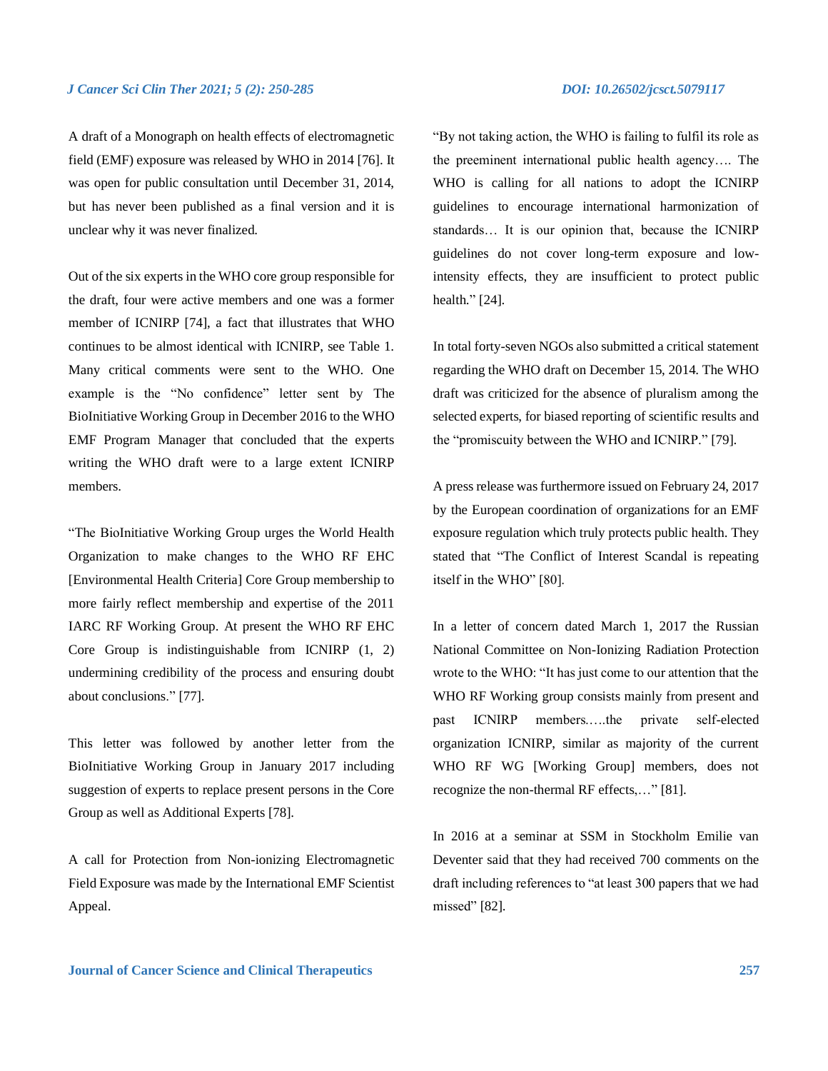A draft of a Monograph on health effects of electromagnetic field (EMF) exposure was released by WHO in 2014 [76]. It was open for public consultation until December 31, 2014, but has never been published as a final version and it is unclear why it was never finalized.

Out of the six experts in the WHO core group responsible for the draft, four were active members and one was a former member of ICNIRP [74], a fact that illustrates that WHO continues to be almost identical with ICNIRP, see Table 1. Many critical comments were sent to the WHO. One example is the "No confidence" letter sent by The BioInitiative Working Group in December 2016 to the WHO EMF Program Manager that concluded that the experts writing the WHO draft were to a large extent ICNIRP members.

"The BioInitiative Working Group urges the World Health Organization to make changes to the WHO RF EHC [Environmental Health Criteria] Core Group membership to more fairly reflect membership and expertise of the 2011 IARC RF Working Group. At present the WHO RF EHC Core Group is indistinguishable from ICNIRP (1, 2) undermining credibility of the process and ensuring doubt about conclusions." [77].

This letter was followed by another letter from the BioInitiative Working Group in January 2017 including suggestion of experts to replace present persons in the Core Group as well as Additional Experts [78].

A call for Protection from Non-ionizing Electromagnetic Field Exposure was made by the International EMF Scientist Appeal.

"By not taking action, the WHO is failing to fulfil its role as the preeminent international public health agency…. The WHO is calling for all nations to adopt the ICNIRP guidelines to encourage international harmonization of standards… It is our opinion that, because the ICNIRP guidelines do not cover long-term exposure and low-intensity effects, they are insufficient to protect public health." [24].

In total forty-seven NGOs also submitted a critical statement regarding the WHO draft on December 15, 2014. The WHO draft was criticized for the absence of pluralism among the selected experts, for biased reporting of scientific results and the "promiscuity between the WHO and ICNIRP." [79].

A press release was furthermore issued on February 24, 2017 by the European coordination of organizations for an EMF exposure regulation which truly protects public health. They stated that "The Conflict of Interest Scandal is repeating itself in the WHO" [80].

In a letter of concern dated March 1, 2017 the Russian National Committee on Non-Ionizing Radiation Protection wrote to the WHO: "It has just come to our attention that the WHO RF Working group consists mainly from present and past ICNIRP members.….the private self-elected organization ICNIRP, similar as majority of the current WHO RF WG [Working Group] members, does not recognize the non-thermal RF effects,…" [81].

In 2016 at a seminar at SSM in Stockholm Emilie van Deventer said that they had received 700 comments on the draft including references to "at least 300 papers that we had missed" [82].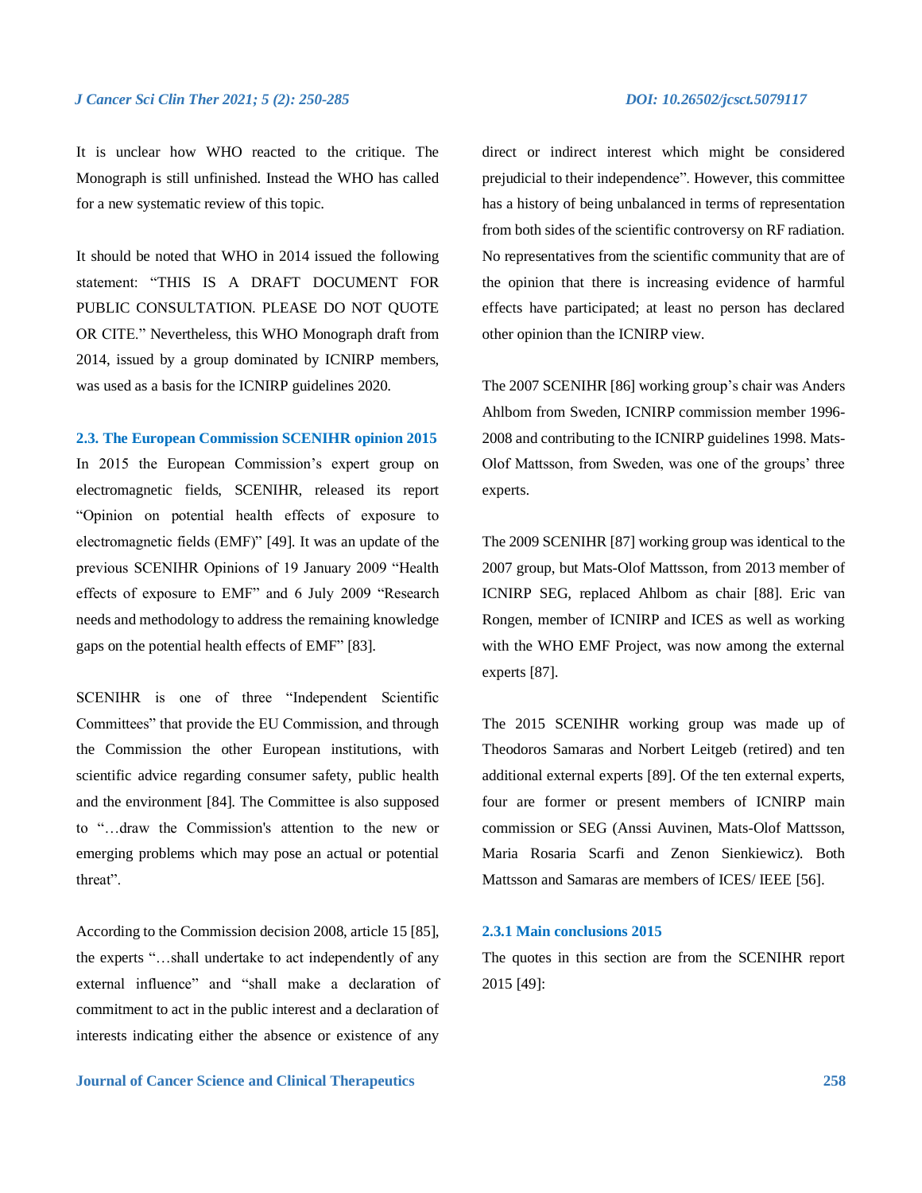It is unclear how WHO reacted to the critique. The Monograph is still unfinished. Instead the WHO has called for a new systematic review of this topic.

It should be noted that WHO in 2014 issued the following statement: "THIS IS A DRAFT DOCUMENT FOR PUBLIC CONSULTATION. PLEASE DO NOT QUOTE OR CITE." Nevertheless, this WHO Monograph draft from 2014, issued by a group dominated by ICNIRP members, was used as a basis for the ICNIRP guidelines 2020.

### 2.3. The European Commission SCENIHR opinion 2015

In 2015 the European Commission's expert group on electromagnetic fields, SCENIHR, released its report "Opinion on potential health effects of exposure to electromagnetic fields (EMF)" [49]. It was an update of the previous SCENIHR Opinions of 19 January 2009 "Health effects of exposure to EMF" and 6 July 2009 "Research needs and methodology to address the remaining knowledge gaps on the potential health effects of EMF" [83].

SCENIHR is one of three "Independent Scientific Committees" that provide the EU Commission, and through the Commission the other European institutions, with scientific advice regarding consumer safety, public health and the environment [84]. The Committee is also supposed to "…draw the Commission's attention to the new or emerging problems which may pose an actual or potential threat".

According to the Commission decision 2008, article 15 [85], the experts "…shall undertake to act independently of any external influence" and "shall make a declaration of commitment to act in the public interest and a declaration of interests indicating either the absence or existence of any direct or indirect interest which might be considered prejudicial to their independence". However, this committee has a history of being unbalanced in terms of representation from both sides of the scientific controversy on RF radiation. No representatives from the scientific community that are of the opinion that there is increasing evidence of harmful effects have participated; at least no person has declared other opinion than the ICNIRP view.

The 2007 SCENIHR [86] working group's chair was Anders Ahlbom from Sweden, ICNIRP commission member 1996-2008 and contributing to the ICNIRP guidelines 1998. Mats-Olof Mattsson, from Sweden, was one of the groups' three experts.

The 2009 SCENIHR [87] working group was identical to the 2007 group, but Mats-Olof Mattsson, from 2013 member of ICNIRP SEG, replaced Ahlbom as chair [88]. Eric van Rongen, member of ICNIRP and ICES as well as working with the WHO EMF Project, was now among the external experts [87].

The 2015 SCENIHR working group was made up of Theodoros Samaras and Norbert Leitgeb (retired) and ten additional external experts [89]. Of the ten external experts, four are former or present members of ICNIRP main commission or SEG (Anssi Auvinen, Mats-Olof Mattsson, Maria Rosaria Scarfi and Zenon Sienkiewicz). Both Mattsson and Samaras are members of ICES/ IEEE [56].

#### 2.3.1 Main conclusions 2015

The quotes in this section are from the SCENIHR report 2015 [49]: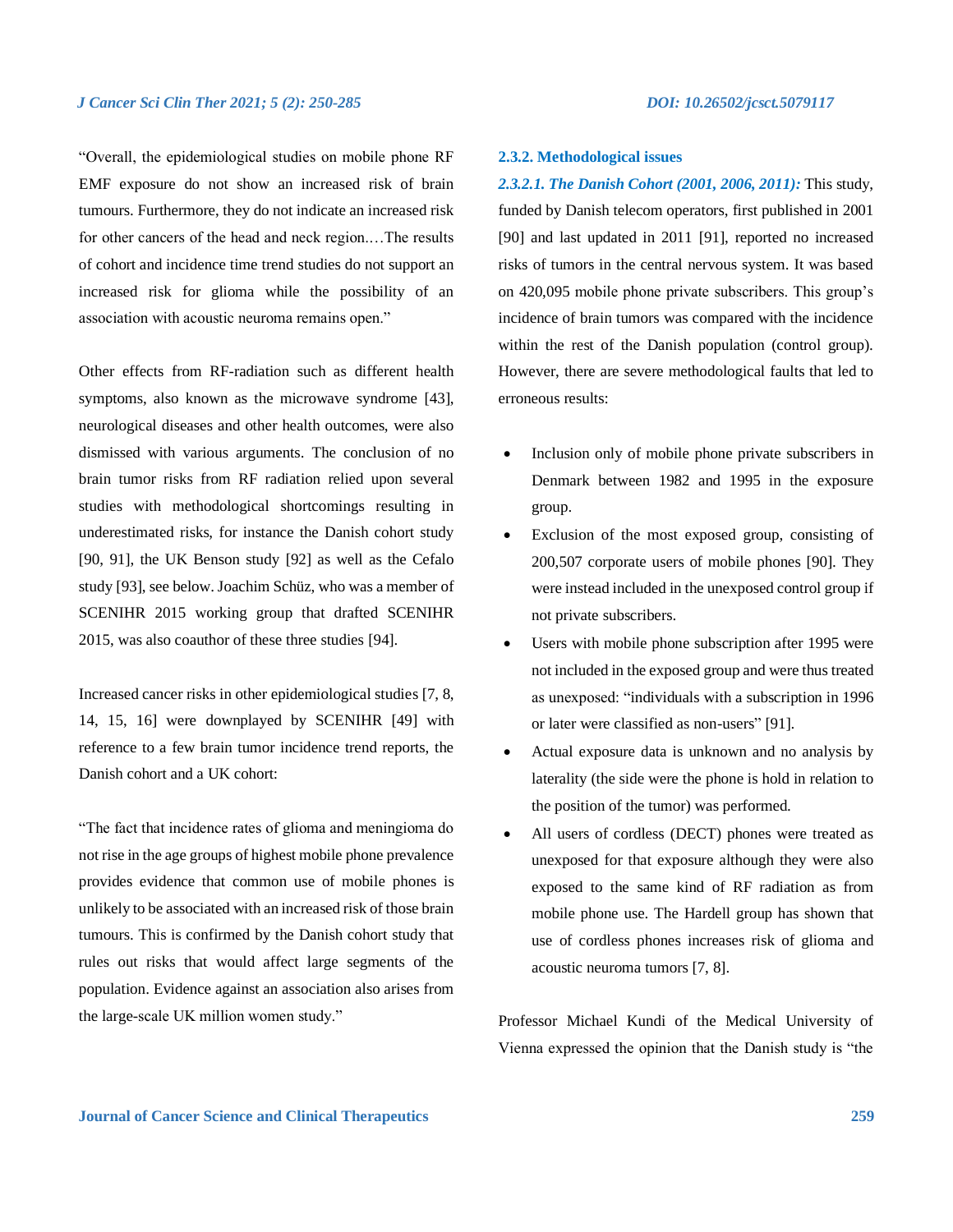"Overall, the epidemiological studies on mobile phone RF EMF exposure do not show an increased risk of brain tumours. Furthermore, they do not indicate an increased risk for other cancers of the head and neck region.…The results of cohort and incidence time trend studies do not support an increased risk for glioma while the possibility of an association with acoustic neuroma remains open."

Other effects from RF-radiation such as different health symptoms, also known as the microwave syndrome [43], neurological diseases and other health outcomes, were also dismissed with various arguments. The conclusion of no brain tumor risks from RF radiation relied upon several studies with methodological shortcomings resulting in underestimated risks, for instance the Danish cohort study [90, 91], the UK Benson study [92] as well as the Cefalo study [93], see below. Joachim Schüz, who was a member of SCENIHR 2015 working group that drafted SCENIHR 2015, was also coauthor of these three studies [94].

Increased cancer risks in other epidemiological studies [7, 8, 14, 15, 16] were downplayed by SCENIHR [49] with reference to a few brain tumor incidence trend reports, the Danish cohort and a UK cohort:

"The fact that incidence rates of glioma and meningioma do not rise in the age groups of highest mobile phone prevalence provides evidence that common use of mobile phones is unlikely to be associated with an increased risk of those brain tumours. This is confirmed by the Danish cohort study that rules out risks that would affect large segments of the population. Evidence against an association also arises from the large-scale UK million women study."

### 2.3.2. Methodological issues

***2.3.2.1. The Danish Cohort (2001, 2006, 2011):*** This study, funded by Danish telecom operators, first published in 2001 [90] and last updated in 2011 [91], reported no increased risks of tumors in the central nervous system. It was based on 420,095 mobile phone private subscribers. This group's incidence of brain tumors was compared with the incidence within the rest of the Danish population (control group). However, there are severe methodological faults that led to erroneous results:

- Inclusion only of mobile phone private subscribers in Denmark between 1982 and 1995 in the exposure group.
- Exclusion of the most exposed group, consisting of 200,507 corporate users of mobile phones [90]. They were instead included in the unexposed control group if not private subscribers.
- Users with mobile phone subscription after 1995 were not included in the exposed group and were thus treated as unexposed: "individuals with a subscription in 1996 or later were classified as non-users" [91].
- Actual exposure data is unknown and no analysis by laterality (the side were the phone is hold in relation to the position of the tumor) was performed.
- All users of cordless (DECT) phones were treated as unexposed for that exposure although they were also exposed to the same kind of RF radiation as from mobile phone use. The Hardell group has shown that use of cordless phones increases risk of glioma and acoustic neuroma tumors [7, 8].

Professor Michael Kundi of the Medical University of Vienna expressed the opinion that the Danish study is "the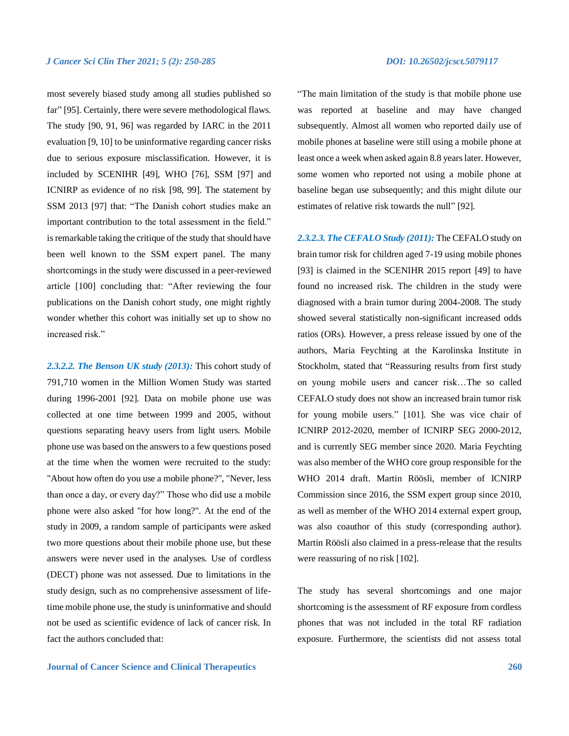most severely biased study among all studies published so far" [95]. Certainly, there were severe methodological flaws. The study [90, 91, 96] was regarded by IARC in the 2011 evaluation [9, 10] to be uninformative regarding cancer risks due to serious exposure misclassification. However, it is included by SCENIHR [49], WHO [76], SSM [97] and ICNIRP as evidence of no risk [98, 99]. The statement by SSM 2013 [97] that: "The Danish cohort studies make an important contribution to the total assessment in the field." is remarkable taking the critique of the study that should have been well known to the SSM expert panel. The many shortcomings in the study were discussed in a peer-reviewed article [100] concluding that: "After reviewing the four publications on the Danish cohort study, one might rightly wonder whether this cohort was initially set up to show no increased risk."

***2.3.2.2. The Benson UK study (2013):*** This cohort study of 791,710 women in the Million Women Study was started during 1996-2001 [92]. Data on mobile phone use was collected at one time between 1999 and 2005, without questions separating heavy users from light users. Mobile phone use was based on the answers to a few questions posed at the time when the women were recruited to the study: "About how often do you use a mobile phone?", "Never, less than once a day, or every day?" Those who did use a mobile phone were also asked "for how long?". At the end of the study in 2009, a random sample of participants were asked two more questions about their mobile phone use, but these answers were never used in the analyses. Use of cordless (DECT) phone was not assessed. Due to limitations in the study design, such as no comprehensive assessment of life-time mobile phone use, the study is uninformative and should not be used as scientific evidence of lack of cancer risk. In fact the authors concluded that:

"The main limitation of the study is that mobile phone use was reported at baseline and may have changed subsequently. Almost all women who reported daily use of mobile phones at baseline were still using a mobile phone at least once a week when asked again 8.8 years later. However, some women who reported not using a mobile phone at baseline began use subsequently; and this might dilute our estimates of relative risk towards the null" [92].

***2.3.2.3. The CEFALO Study (2011):*** The CEFALO study on brain tumor risk for children aged 7-19 using mobile phones [93] is claimed in the SCENIHR 2015 report [49] to have found no increased risk. The children in the study were diagnosed with a brain tumor during 2004-2008. The study showed several statistically non-significant increased odds ratios (ORs). However, a press release issued by one of the authors, Maria Feychting at the Karolinska Institute in Stockholm, stated that "Reassuring results from first study on young mobile users and cancer risk…The so called CEFALO study does not show an increased brain tumor risk for young mobile users." [101]. She was vice chair of ICNIRP 2012-2020, member of ICNIRP SEG 2000-2012, and is currently SEG member since 2020. Maria Feychting was also member of the WHO core group responsible for the WHO 2014 draft. Martin Röösli, member of ICNIRP Commission since 2016, the SSM expert group since 2010, as well as member of the WHO 2014 external expert group, was also coauthor of this study (corresponding author). Martin Röösli also claimed in a press-release that the results were reassuring of no risk [102].

The study has several shortcomings and one major shortcoming is the assessment of RF exposure from cordless phones that was not included in the total RF radiation exposure. Furthermore, the scientists did not assess total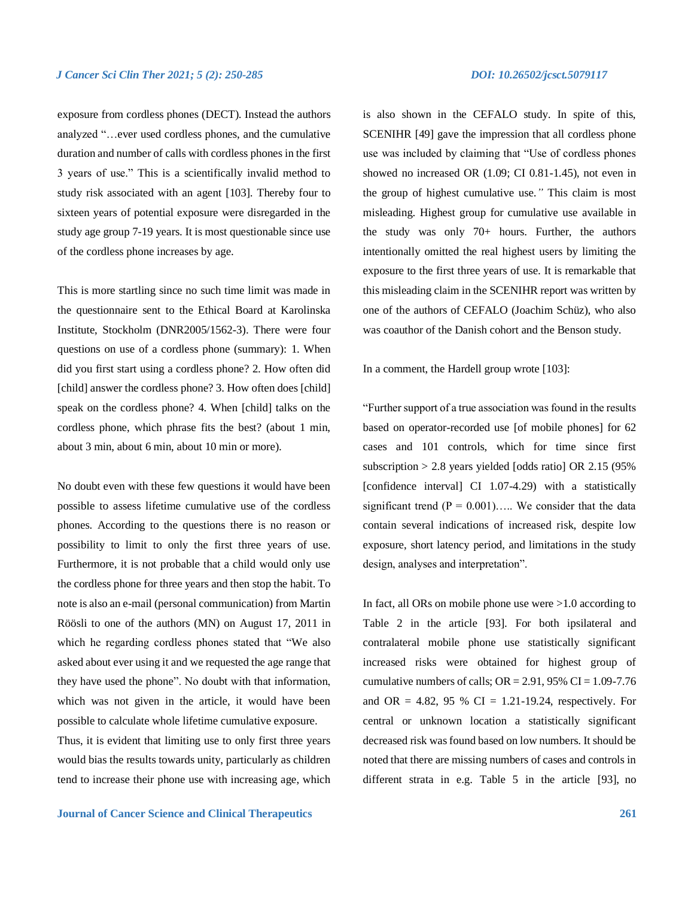exposure from cordless phones (DECT). Instead the authors analyzed "…ever used cordless phones, and the cumulative duration and number of calls with cordless phones in the first 3 years of use." This is a scientifically invalid method to study risk associated with an agent [103]. Thereby four to sixteen years of potential exposure were disregarded in the study age group 7-19 years. It is most questionable since use of the cordless phone increases by age.

This is more startling since no such time limit was made in the questionnaire sent to the Ethical Board at Karolinska Institute, Stockholm (DNR2005/1562-3). There were four questions on use of a cordless phone (summary): 1. When did you first start using a cordless phone? 2. How often did [child] answer the cordless phone? 3. How often does [child] speak on the cordless phone? 4. When [child] talks on the cordless phone, which phrase fits the best? (about 1 min, about 3 min, about 6 min, about 10 min or more).

No doubt even with these few questions it would have been possible to assess lifetime cumulative use of the cordless phones. According to the questions there is no reason or possibility to limit to only the first three years of use. Furthermore, it is not probable that a child would only use the cordless phone for three years and then stop the habit. To note is also an e-mail (personal communication) from Martin Röösli to one of the authors (MN) on August 17, 2011 in which he regarding cordless phones stated that "We also asked about ever using it and we requested the age range that they have used the phone". No doubt with that information, which was not given in the article, it would have been possible to calculate whole lifetime cumulative exposure.

Thus, it is evident that limiting use to only first three years would bias the results towards unity, particularly as children tend to increase their phone use with increasing age, which is also shown in the CEFALO study. In spite of this, SCENIHR [49] gave the impression that all cordless phone use was included by claiming that "Use of cordless phones showed no increased OR (1.09; CI 0.81-1.45), not even in the group of highest cumulative use." This claim is most misleading. Highest group for cumulative use available in the study was only 70+ hours. Further, the authors intentionally omitted the real highest users by limiting the exposure to the first three years of use. It is remarkable that this misleading claim in the SCENIHR report was written by one of the authors of CEFALO (Joachim Schüz), who also was coauthor of the Danish cohort and the Benson study.

In a comment, the Hardell group wrote [103]:

"Further support of a true association was found in the results based on operator-recorded use [of mobile phones] for 62 cases and 101 controls, which for time since first subscription > 2.8 years yielded [odds ratio] OR 2.15 (95% [confidence interval] CI 1.07-4.29) with a statistically significant trend (P = 0.001)….. We consider that the data contain several indications of increased risk, despite low exposure, short latency period, and limitations in the study design, analyses and interpretation".

In fact, all ORs on mobile phone use were >1.0 according to Table 2 in the article [93]. For both ipsilateral and contralateral mobile phone use statistically significant increased risks were obtained for highest group of cumulative numbers of calls; OR = 2.91, 95% CI = 1.09-7.76 and OR = 4.82, 95 % CI = 1.21-19.24, respectively. For central or unknown location a statistically significant decreased risk was found based on low numbers. It should be noted that there are missing numbers of cases and controls in different strata in e.g. Table 5 in the article [93], no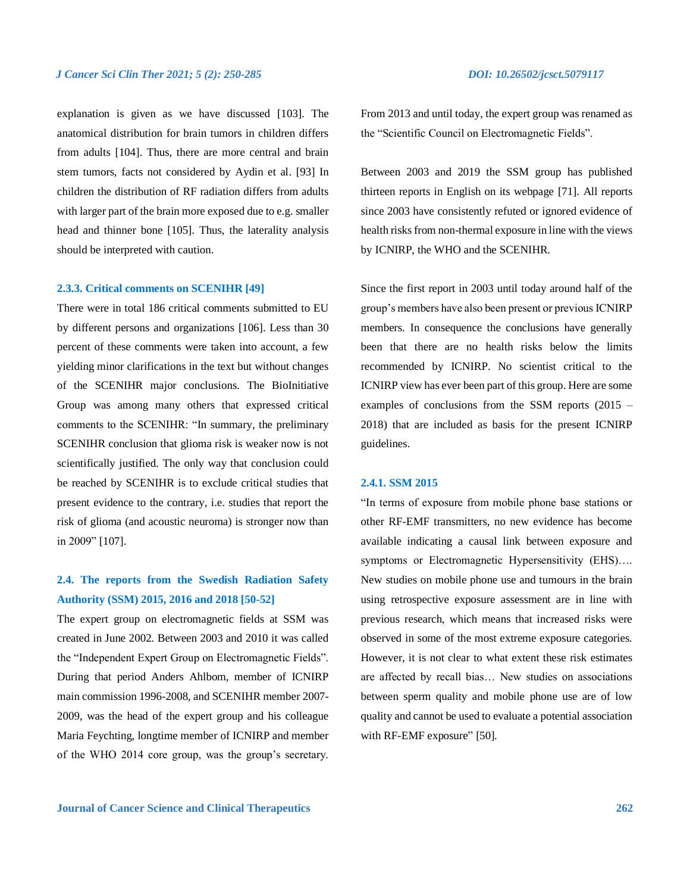explanation is given as we have discussed [103]. The anatomical distribution for brain tumors in children differs from adults [104]. Thus, there are more central and brain stem tumors, facts not considered by Aydin et al. [93] In children the distribution of RF radiation differs from adults with larger part of the brain more exposed due to e.g. smaller head and thinner bone [105]. Thus, the laterality analysis should be interpreted with caution.

### 2.3.3. Critical comments on SCENIHR [49]

There were in total 186 critical comments submitted to EU by different persons and organizations [106]. Less than 30 percent of these comments were taken into account, a few yielding minor clarifications in the text but without changes of the SCENIHR major conclusions. The BioInitiative Group was among many others that expressed critical comments to the SCENIHR: "In summary, the preliminary SCENIHR conclusion that glioma risk is weaker now is not scientifically justified. The only way that conclusion could be reached by SCENIHR is to exclude critical studies that present evidence to the contrary, i.e. studies that report the risk of glioma (and acoustic neuroma) is stronger now than in 2009" [107].

## 2.4. The reports from the Swedish Radiation Safety Authority (SSM) 2015, 2016 and 2018 [50-52]

The expert group on electromagnetic fields at SSM was created in June 2002. Between 2003 and 2010 it was called the "Independent Expert Group on Electromagnetic Fields". During that period Anders Ahlbom, member of ICNIRP main commission 1996-2008, and SCENIHR member 2007-2009, was the head of the expert group and his colleague Maria Feychting, longtime member of ICNIRP and member of the WHO 2014 core group, was the group's secretary. From 2013 and until today, the expert group was renamed as the "Scientific Council on Electromagnetic Fields".

Between 2003 and 2019 the SSM group has published thirteen reports in English on its webpage [71]. All reports since 2003 have consistently refuted or ignored evidence of health risks from non-thermal exposure in line with the views by ICNIRP, the WHO and the SCENIHR.

Since the first report in 2003 until today around half of the group's members have also been present or previous ICNIRP members. In consequence the conclusions have generally been that there are no health risks below the limits recommended by ICNIRP. No scientist critical to the ICNIRP view has ever been part of this group. Here are some examples of conclusions from the SSM reports (2015 – 2018) that are included as basis for the present ICNIRP guidelines.

### 2.4.1. SSM 2015

"In terms of exposure from mobile phone base stations or other RF-EMF transmitters, no new evidence has become available indicating a causal link between exposure and symptoms or Electromagnetic Hypersensitivity (EHS)…. New studies on mobile phone use and tumours in the brain using retrospective exposure assessment are in line with previous research, which means that increased risks were observed in some of the most extreme exposure categories. However, it is not clear to what extent these risk estimates are affected by recall bias… New studies on associations between sperm quality and mobile phone use are of low quality and cannot be used to evaluate a potential association with RF-EMF exposure" [50].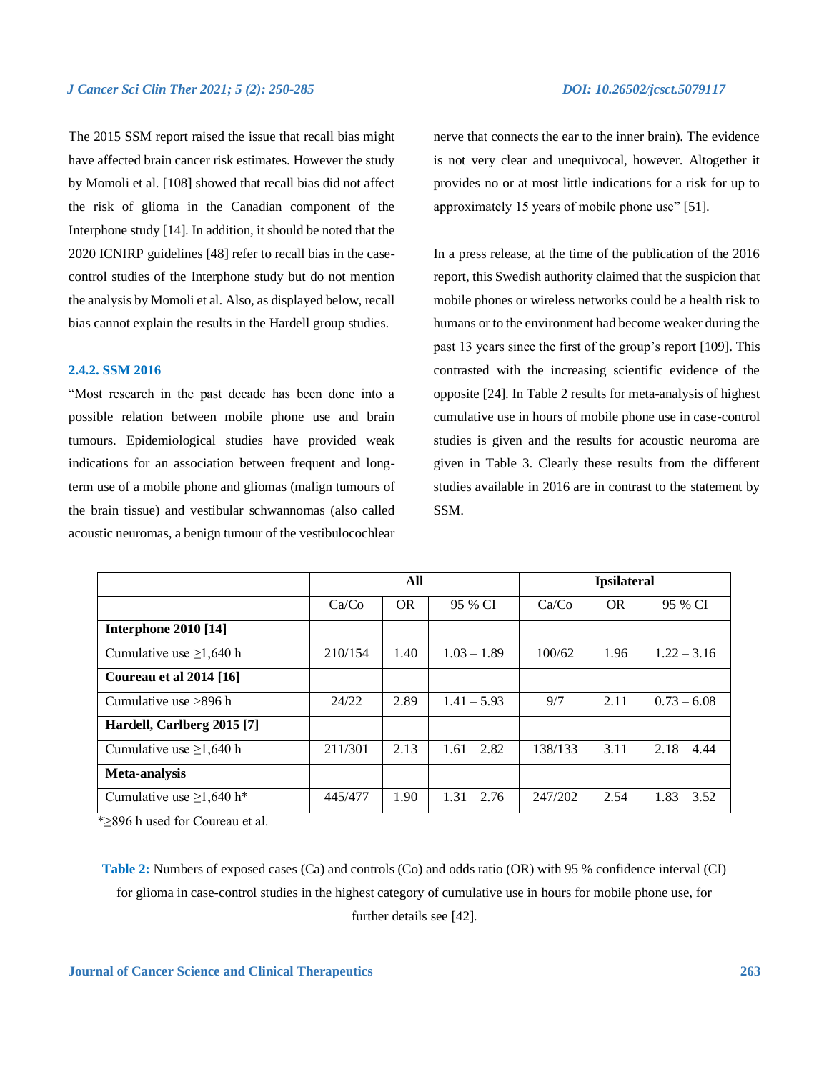The 2015 SSM report raised the issue that recall bias might have affected brain cancer risk estimates. However the study by Momoli et al. [108] showed that recall bias did not affect the risk of glioma in the Canadian component of the Interphone study [14]. In addition, it should be noted that the 2020 ICNIRP guidelines [48] refer to recall bias in the case-control studies of the Interphone study but do not mention the analysis by Momoli et al. Also, as displayed below, recall bias cannot explain the results in the Hardell group studies.

### 2.4.2. SSM 2016

"Most research in the past decade has been done into a possible relation between mobile phone use and brain tumours. Epidemiological studies have provided weak indications for an association between frequent and long-term use of a mobile phone and gliomas (malign tumours of the brain tissue) and vestibular schwannomas (also called acoustic neuromas, a benign tumour of the vestibulocochlear nerve that connects the ear to the inner brain). The evidence is not very clear and unequivocal, however. Altogether it provides no or at most little indications for a risk for up to approximately 15 years of mobile phone use" [51].

In a press release, at the time of the publication of the 2016 report, this Swedish authority claimed that the suspicion that mobile phones or wireless networks could be a health risk to humans or to the environment had become weaker during the past 13 years since the first of the group's report [109]. This contrasted with the increasing scientific evidence of the opposite [24]. In Table 2 results for meta-analysis of highest cumulative use in hours of mobile phone use in case-control studies is given and the results for acoustic neuroma are given in Table 3. Clearly these results from the different studies available in 2016 are in contrast to the statement by SSM.

| | All | | | Ipsilateral | | |
|---|---|---|---|---|---|---|
| | Ca/Co | OR | 95 % CI | Ca/Co | OR | 95 % CI |
| **Interphone 2010 [14]** | | | | | | |
| Cumulative use ≥1,640 h | 210/154 | 1.40 | 1.03 – 1.89 | 100/62 | 1.96 | 1.22 – 3.16 |
| **Coureau et al 2014 [16]** | | | | | | |
| Cumulative use ≥896 h | 24/22 | 2.89 | 1.41 – 5.93 | 9/7 | 2.11 | 0.73 – 6.08 |
| **Hardell, Carlberg 2015 [7]** | | | | | | |
| Cumulative use ≥1,640 h | 211/301 | 2.13 | 1.61 – 2.82 | 138/133 | 3.11 | 2.18 – 4.44 |
| **Meta-analysis** | | | | | | |
| Cumulative use ≥1,640 h* | 445/477 | 1.90 | 1.31 – 2.76 | 247/202 | 2.54 | 1.83 – 3.52 |

*≥896 h used for Coureau et al.

**Table 2:** Numbers of exposed cases (Ca) and controls (Co) and odds ratio (OR) with 95 % confidence interval (CI) for glioma in case-control studies in the highest category of cumulative use in hours for mobile phone use, for further details see [42].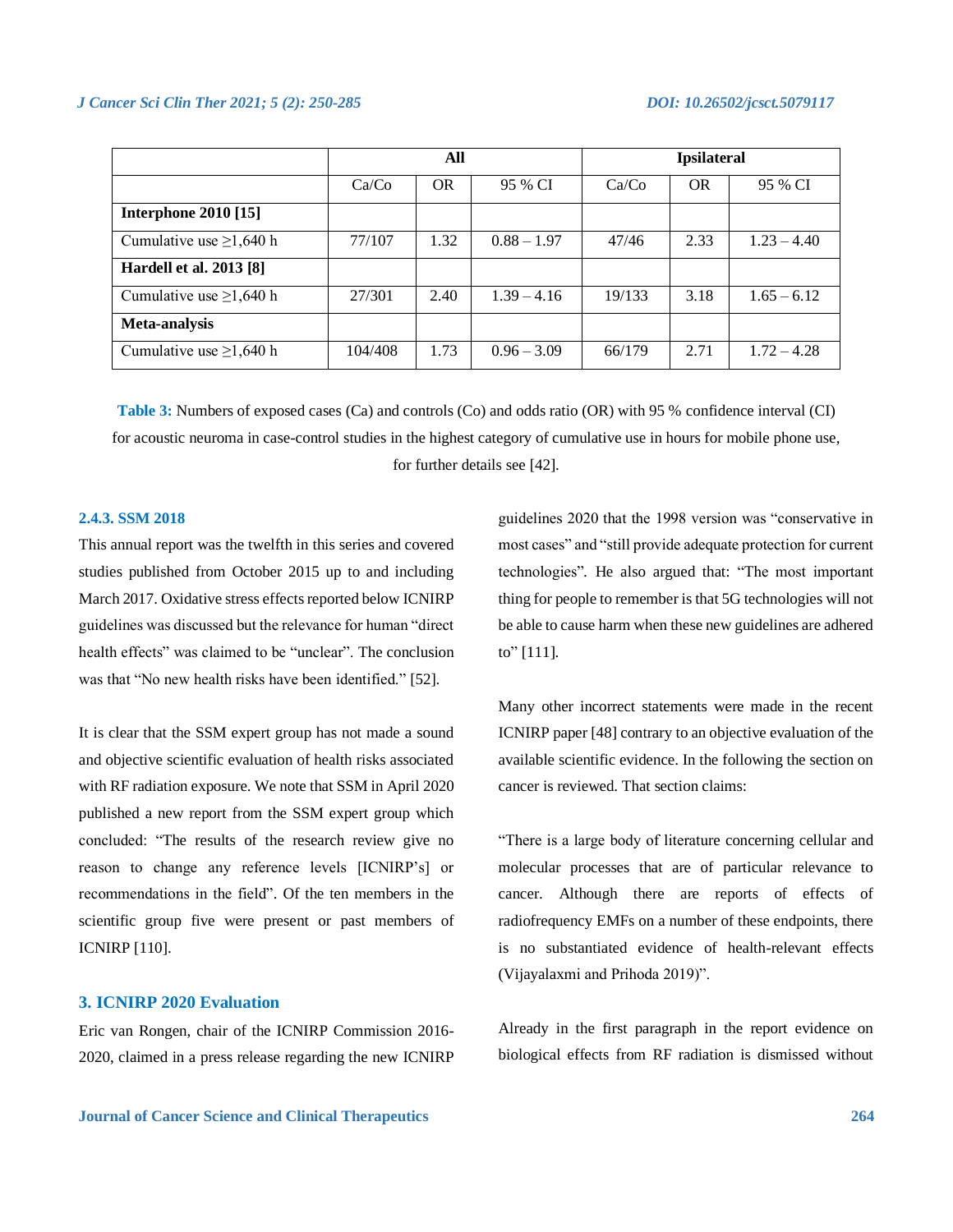| | All | | | Ipsilateral | | |
|---|---|---|---|---|---|---|
| | Ca/Co | OR | 95 % CI | Ca/Co | OR | 95 % CI |
| **Interphone 2010 [15]** | | | | | | |
| Cumulative use ≥1,640 h | 77/107 | 1.32 | 0.88 – 1.97 | 47/46 | 2.33 | 1.23 – 4.40 |
| **Hardell et al. 2013 [8]** | | | | | | |
| Cumulative use ≥1,640 h | 27/301 | 2.40 | 1.39 – 4.16 | 19/133 | 3.18 | 1.65 – 6.12 |
| **Meta-analysis** | | | | | | |
| Cumulative use ≥1,640 h | 104/408 | 1.73 | 0.96 – 3.09 | 66/179 | 2.71 | 1.72 – 4.28 |

**Table 3:** Numbers of exposed cases (Ca) and controls (Co) and odds ratio (OR) with 95 % confidence interval (CI) for acoustic neuroma in case-control studies in the highest category of cumulative use in hours for mobile phone use, for further details see [42].

#### 2.4.3. SSM 2018

This annual report was the twelfth in this series and covered studies published from October 2015 up to and including March 2017. Oxidative stress effects reported below ICNIRP guidelines was discussed but the relevance for human "direct health effects" was claimed to be "unclear". The conclusion was that "No new health risks have been identified." [52].

It is clear that the SSM expert group has not made a sound and objective scientific evaluation of health risks associated with RF radiation exposure. We note that SSM in April 2020 published a new report from the SSM expert group which concluded: "The results of the research review give no reason to change any reference levels [ICNIRP's] or recommendations in the field". Of the ten members in the scientific group five were present or past members of ICNIRP [110].

## 3. ICNIRP 2020 Evaluation

Eric van Rongen, chair of the ICNIRP Commission 2016-2020, claimed in a press release regarding the new ICNIRP guidelines 2020 that the 1998 version was "conservative in most cases" and "still provide adequate protection for current technologies". He also argued that: "The most important thing for people to remember is that 5G technologies will not be able to cause harm when these new guidelines are adhered to" [111].

Many other incorrect statements were made in the recent ICNIRP paper [48] contrary to an objective evaluation of the available scientific evidence. In the following the section on cancer is reviewed. That section claims:

"There is a large body of literature concerning cellular and molecular processes that are of particular relevance to cancer. Although there are reports of effects of radiofrequency EMFs on a number of these endpoints, there is no substantiated evidence of health-relevant effects (Vijayalaxmi and Prihoda 2019)".

Already in the first paragraph in the report evidence on biological effects from RF radiation is dismissed without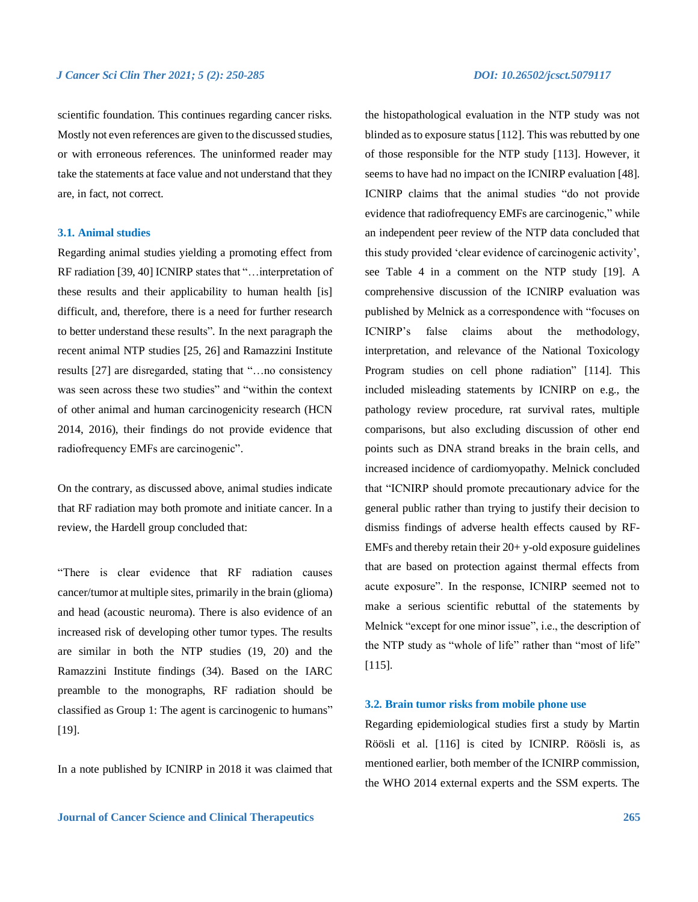scientific foundation. This continues regarding cancer risks. Mostly not even references are given to the discussed studies, or with erroneous references. The uninformed reader may take the statements at face value and not understand that they are, in fact, not correct.

### 3.1. Animal studies

Regarding animal studies yielding a promoting effect from RF radiation [39, 40] ICNIRP states that "…interpretation of these results and their applicability to human health [is] difficult, and, therefore, there is a need for further research to better understand these results". In the next paragraph the recent animal NTP studies [25, 26] and Ramazzini Institute results [27] are disregarded, stating that "…no consistency was seen across these two studies" and "within the context of other animal and human carcinogenicity research (HCN 2014, 2016), their findings do not provide evidence that radiofrequency EMFs are carcinogenic".

On the contrary, as discussed above, animal studies indicate that RF radiation may both promote and initiate cancer. In a review, the Hardell group concluded that:

"There is clear evidence that RF radiation causes cancer/tumor at multiple sites, primarily in the brain (glioma) and head (acoustic neuroma). There is also evidence of an increased risk of developing other tumor types. The results are similar in both the NTP studies (19, 20) and the Ramazzini Institute findings (34). Based on the IARC preamble to the monographs, RF radiation should be classified as Group 1: The agent is carcinogenic to humans" [19].

In a note published by ICNIRP in 2018 it was claimed that the histopathological evaluation in the NTP study was not blinded as to exposure status [112]. This was rebutted by one of those responsible for the NTP study [113]. However, it seems to have had no impact on the ICNIRP evaluation [48]. ICNIRP claims that the animal studies "do not provide evidence that radiofrequency EMFs are carcinogenic," while an independent peer review of the NTP data concluded that this study provided 'clear evidence of carcinogenic activity', see Table 4 in a comment on the NTP study [19]. A comprehensive discussion of the ICNIRP evaluation was published by Melnick as a correspondence with "focuses on ICNIRP's false claims about the methodology, interpretation, and relevance of the National Toxicology Program studies on cell phone radiation" [114]. This included misleading statements by ICNIRP on e.g., the pathology review procedure, rat survival rates, multiple comparisons, but also excluding discussion of other end points such as DNA strand breaks in the brain cells, and increased incidence of cardiomyopathy. Melnick concluded that "ICNIRP should promote precautionary advice for the general public rather than trying to justify their decision to dismiss findings of adverse health effects caused by RF-EMFs and thereby retain their 20+ y-old exposure guidelines that are based on protection against thermal effects from acute exposure". In the response, ICNIRP seemed not to make a serious scientific rebuttal of the statements by Melnick "except for one minor issue", i.e., the description of the NTP study as "whole of life" rather than "most of life" [115].

### 3.2. Brain tumor risks from mobile phone use

Regarding epidemiological studies first a study by Martin Röösli et al. [116] is cited by ICNIRP. Röösli is, as mentioned earlier, both member of the ICNIRP commission, the WHO 2014 external experts and the SSM experts. The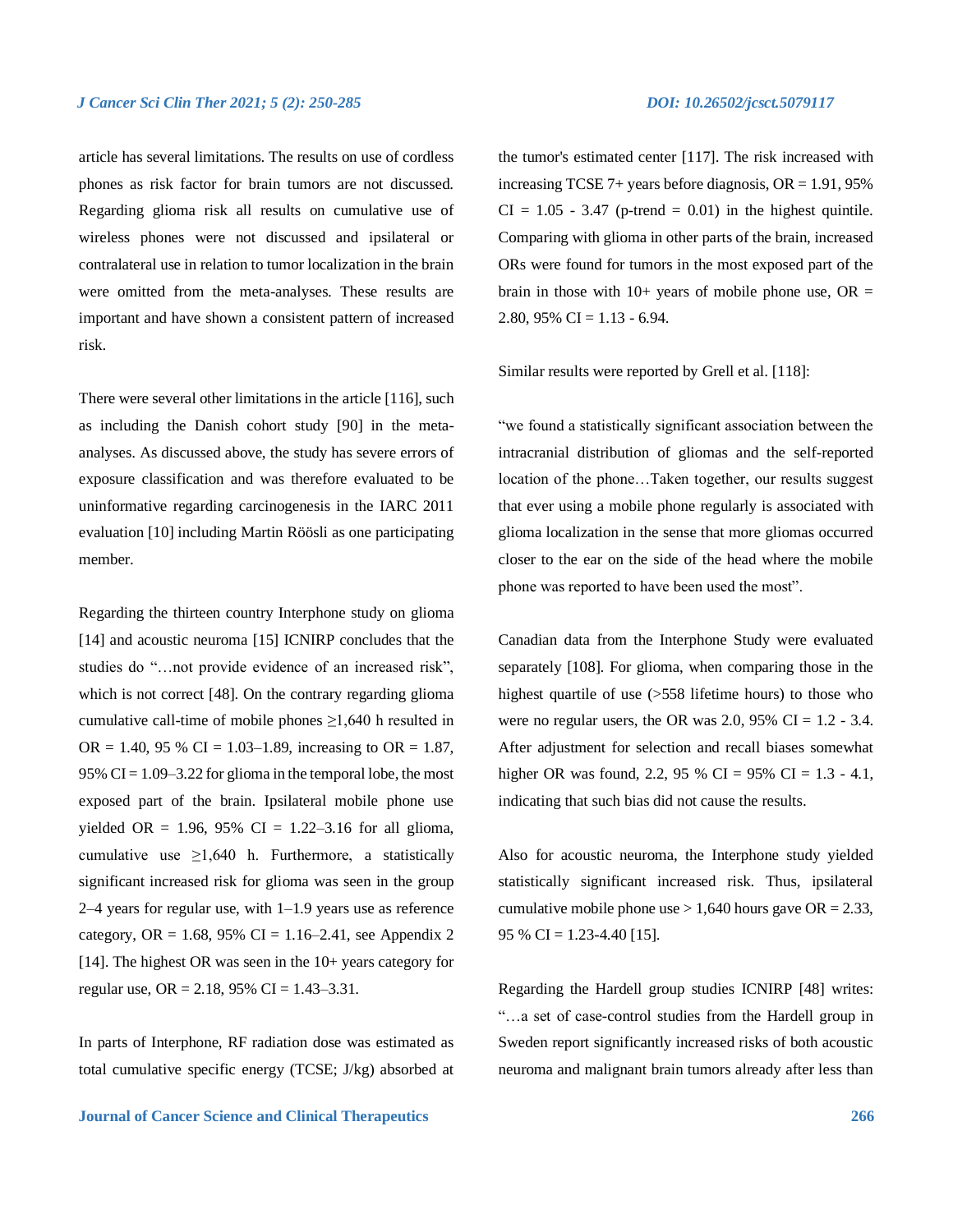article has several limitations. The results on use of cordless phones as risk factor for brain tumors are not discussed. Regarding glioma risk all results on cumulative use of wireless phones were not discussed and ipsilateral or contralateral use in relation to tumor localization in the brain were omitted from the meta-analyses. These results are important and have shown a consistent pattern of increased risk.

There were several other limitations in the article [116], such as including the Danish cohort study [90] in the meta-analyses. As discussed above, the study has severe errors of exposure classification and was therefore evaluated to be uninformative regarding carcinogenesis in the IARC 2011 evaluation [10] including Martin Röösli as one participating member.

Regarding the thirteen country Interphone study on glioma [14] and acoustic neuroma [15] ICNIRP concludes that the studies do "…not provide evidence of an increased risk", which is not correct [48]. On the contrary regarding glioma cumulative call-time of mobile phones ≥1,640 h resulted in OR = 1.40, 95 % CI = 1.03–1.89, increasing to OR = 1.87, 95% CI = 1.09–3.22 for glioma in the temporal lobe, the most exposed part of the brain. Ipsilateral mobile phone use yielded OR = 1.96, 95% CI = 1.22–3.16 for all glioma, cumulative use ≥1,640 h. Furthermore, a statistically significant increased risk for glioma was seen in the group 2–4 years for regular use, with 1–1.9 years use as reference category, OR = 1.68, 95% CI = 1.16–2.41, see Appendix 2 [14]. The highest OR was seen in the 10+ years category for regular use, OR = 2.18, 95% CI = 1.43–3.31.

In parts of Interphone, RF radiation dose was estimated as total cumulative specific energy (TCSE; J/kg) absorbed at the tumor's estimated center [117]. The risk increased with increasing TCSE 7+ years before diagnosis, OR = 1.91, 95% CI = 1.05 - 3.47 (p-trend = 0.01) in the highest quintile. Comparing with glioma in other parts of the brain, increased ORs were found for tumors in the most exposed part of the brain in those with 10+ years of mobile phone use, OR = 2.80, 95% CI = 1.13 - 6.94.

Similar results were reported by Grell et al. [118]:

"we found a statistically significant association between the intracranial distribution of gliomas and the self-reported location of the phone…Taken together, our results suggest that ever using a mobile phone regularly is associated with glioma localization in the sense that more gliomas occurred closer to the ear on the side of the head where the mobile phone was reported to have been used the most".

Canadian data from the Interphone Study were evaluated separately [108]. For glioma, when comparing those in the highest quartile of use (>558 lifetime hours) to those who were no regular users, the OR was 2.0, 95% CI = 1.2 - 3.4. After adjustment for selection and recall biases somewhat higher OR was found, 2.2, 95 % CI = 95% CI = 1.3 - 4.1, indicating that such bias did not cause the results.

Also for acoustic neuroma, the Interphone study yielded statistically significant increased risk. Thus, ipsilateral cumulative mobile phone use > 1,640 hours gave OR = 2.33, 95 % CI = 1.23-4.40 [15].

Regarding the Hardell group studies ICNIRP [48] writes: "…a set of case-control studies from the Hardell group in Sweden report significantly increased risks of both acoustic neuroma and malignant brain tumors already after less than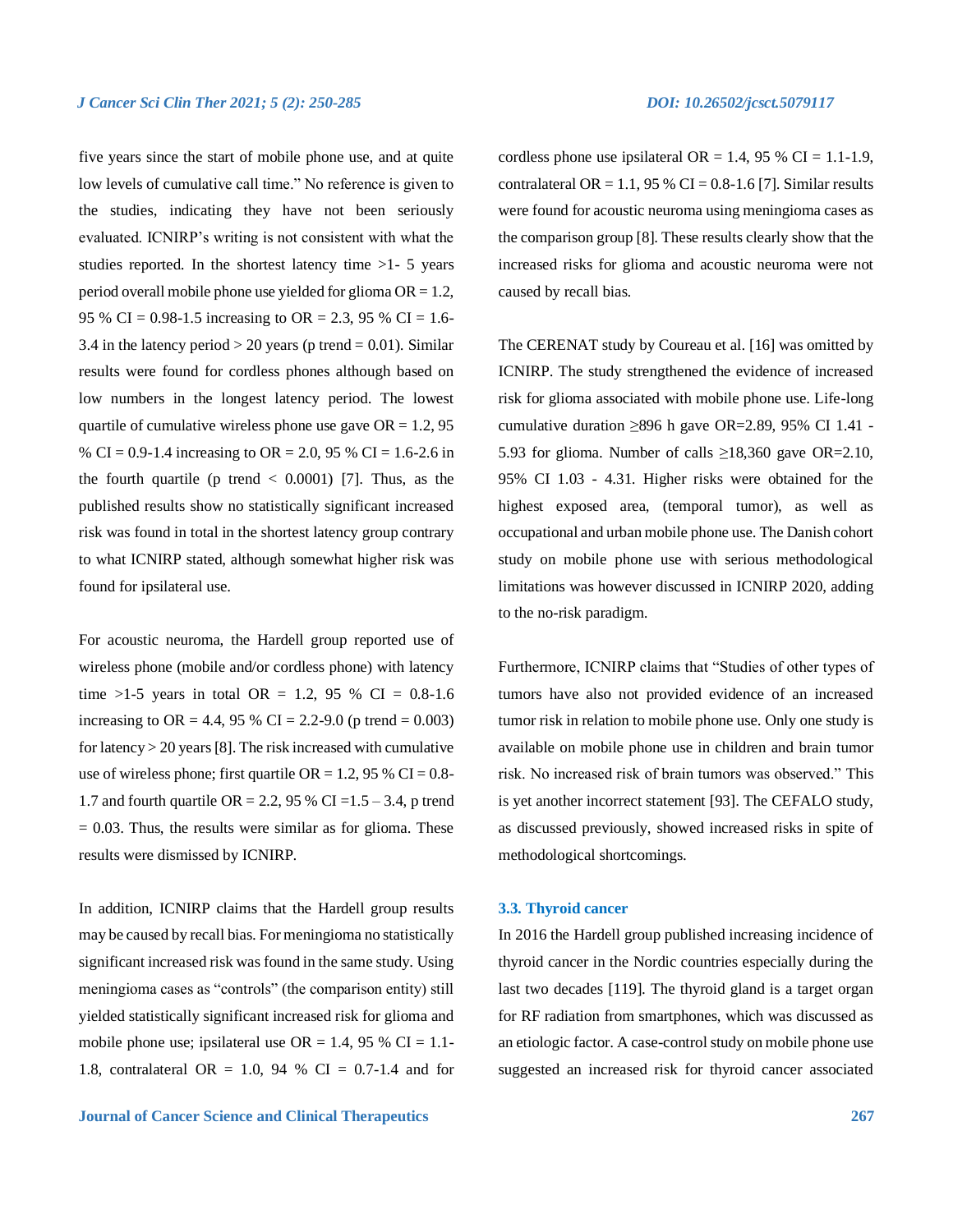five years since the start of mobile phone use, and at quite low levels of cumulative call time." No reference is given to the studies, indicating they have not been seriously evaluated. ICNIRP's writing is not consistent with what the studies reported. In the shortest latency time >1- 5 years period overall mobile phone use yielded for glioma OR = 1.2, 95 % CI = 0.98-1.5 increasing to OR = 2.3, 95 % CI = 1.6-3.4 in the latency period > 20 years (p trend = 0.01). Similar results were found for cordless phones although based on low numbers in the longest latency period. The lowest quartile of cumulative wireless phone use gave OR = 1.2, 95 % CI = 0.9-1.4 increasing to OR = 2.0, 95 % CI = 1.6-2.6 in the fourth quartile (p trend < 0.0001) [7]. Thus, as the published results show no statistically significant increased risk was found in total in the shortest latency group contrary to what ICNIRP stated, although somewhat higher risk was found for ipsilateral use.

For acoustic neuroma, the Hardell group reported use of wireless phone (mobile and/or cordless phone) with latency time >1-5 years in total OR = 1.2, 95 % CI = 0.8-1.6 increasing to OR = 4.4, 95 % CI = 2.2-9.0 (p trend = 0.003) for latency > 20 years [8]. The risk increased with cumulative use of wireless phone; first quartile OR = 1.2, 95 % CI = 0.8-1.7 and fourth quartile OR = 2.2, 95 % CI =1.5 – 3.4, p trend = 0.03. Thus, the results were similar as for glioma. These results were dismissed by ICNIRP.

In addition, ICNIRP claims that the Hardell group results may be caused by recall bias. For meningioma no statistically significant increased risk was found in the same study. Using meningioma cases as "controls" (the comparison entity) still yielded statistically significant increased risk for glioma and mobile phone use; ipsilateral use OR = 1.4, 95 % CI = 1.1-1.8, contralateral OR = 1.0, 94 % CI = 0.7-1.4 and for cordless phone use ipsilateral OR = 1.4, 95 % CI = 1.1-1.9, contralateral OR = 1.1, 95 % CI = 0.8-1.6 [7]. Similar results were found for acoustic neuroma using meningioma cases as the comparison group [8]. These results clearly show that the increased risks for glioma and acoustic neuroma were not caused by recall bias.

The CERENAT study by Coureau et al. [16] was omitted by ICNIRP. The study strengthened the evidence of increased risk for glioma associated with mobile phone use. Life-long cumulative duration ≥896 h gave OR=2.89, 95% CI 1.41 - 5.93 for glioma. Number of calls ≥18,360 gave OR=2.10, 95% CI 1.03 - 4.31. Higher risks were obtained for the highest exposed area, (temporal tumor), as well as occupational and urban mobile phone use. The Danish cohort study on mobile phone use with serious methodological limitations was however discussed in ICNIRP 2020, adding to the no-risk paradigm.

Furthermore, ICNIRP claims that "Studies of other types of tumors have also not provided evidence of an increased tumor risk in relation to mobile phone use. Only one study is available on mobile phone use in children and brain tumor risk. No increased risk of brain tumors was observed." This is yet another incorrect statement [93]. The CEFALO study, as discussed previously, showed increased risks in spite of methodological shortcomings.

### 3.3. Thyroid cancer

In 2016 the Hardell group published increasing incidence of thyroid cancer in the Nordic countries especially during the last two decades [119]. The thyroid gland is a target organ for RF radiation from smartphones, which was discussed as an etiologic factor. A case-control study on mobile phone use suggested an increased risk for thyroid cancer associated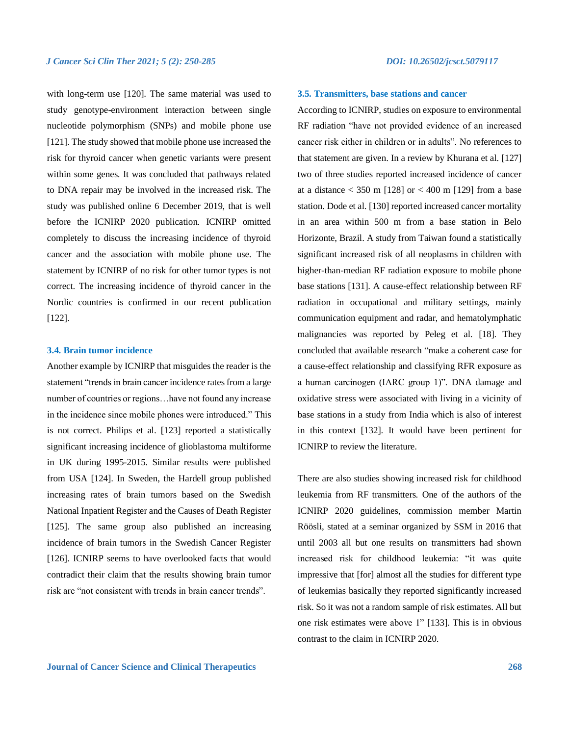with long-term use [120]. The same material was used to study genotype-environment interaction between single nucleotide polymorphism (SNPs) and mobile phone use [121]. The study showed that mobile phone use increased the risk for thyroid cancer when genetic variants were present within some genes. It was concluded that pathways related to DNA repair may be involved in the increased risk. The study was published online 6 December 2019, that is well before the ICNIRP 2020 publication. ICNIRP omitted completely to discuss the increasing incidence of thyroid cancer and the association with mobile phone use. The statement by ICNIRP of no risk for other tumor types is not correct. The increasing incidence of thyroid cancer in the Nordic countries is confirmed in our recent publication [122].

### 3.4. Brain tumor incidence

Another example by ICNIRP that misguides the reader is the statement "trends in brain cancer incidence rates from a large number of countries or regions…have not found any increase in the incidence since mobile phones were introduced." This is not correct. Philips et al. [123] reported a statistically significant increasing incidence of glioblastoma multiforme in UK during 1995-2015. Similar results were published from USA [124]. In Sweden, the Hardell group published increasing rates of brain tumors based on the Swedish National Inpatient Register and the Causes of Death Register [125]. The same group also published an increasing incidence of brain tumors in the Swedish Cancer Register [126]. ICNIRP seems to have overlooked facts that would contradict their claim that the results showing brain tumor risk are "not consistent with trends in brain cancer trends".

### 3.5. Transmitters, base stations and cancer

According to ICNIRP, studies on exposure to environmental RF radiation "have not provided evidence of an increased cancer risk either in children or in adults". No references to that statement are given. In a review by Khurana et al. [127] two of three studies reported increased incidence of cancer at a distance < 350 m [128] or < 400 m [129] from a base station. Dode et al. [130] reported increased cancer mortality in an area within 500 m from a base station in Belo Horizonte, Brazil. A study from Taiwan found a statistically significant increased risk of all neoplasms in children with higher-than-median RF radiation exposure to mobile phone base stations [131]. A cause-effect relationship between RF radiation in occupational and military settings, mainly communication equipment and radar, and hematolymphatic malignancies was reported by Peleg et al. [18]. They concluded that available research "make a coherent case for a cause-effect relationship and classifying RFR exposure as a human carcinogen (IARC group 1)". DNA damage and oxidative stress were associated with living in a vicinity of base stations in a study from India which is also of interest in this context [132]. It would have been pertinent for ICNIRP to review the literature.

There are also studies showing increased risk for childhood leukemia from RF transmitters. One of the authors of the ICNIRP 2020 guidelines, commission member Martin Röösli, stated at a seminar organized by SSM in 2016 that until 2003 all but one results on transmitters had shown increased risk for childhood leukemia: "it was quite impressive that [for] almost all the studies for different type of leukemias basically they reported significantly increased risk. So it was not a random sample of risk estimates. All but one risk estimates were above 1" [133]. This is in obvious contrast to the claim in ICNIRP 2020.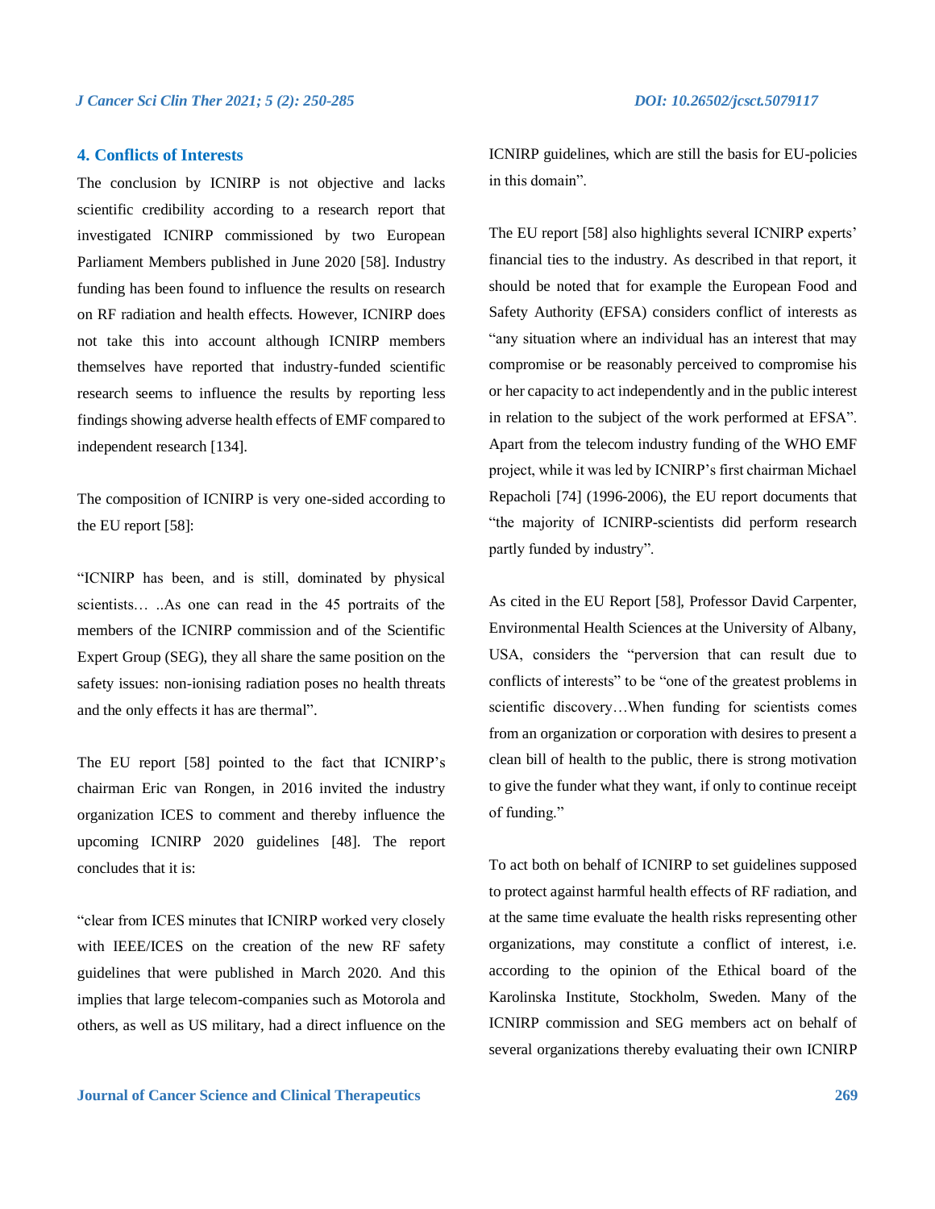## 4. Conflicts of Interests

The conclusion by ICNIRP is not objective and lacks scientific credibility according to a research report that investigated ICNIRP commissioned by two European Parliament Members published in June 2020 [58]. Industry funding has been found to influence the results on research on RF radiation and health effects. However, ICNIRP does not take this into account although ICNIRP members themselves have reported that industry-funded scientific research seems to influence the results by reporting less findings showing adverse health effects of EMF compared to independent research [134].

The composition of ICNIRP is very one-sided according to the EU report [58]:

"ICNIRP has been, and is still, dominated by physical scientists… ..As one can read in the 45 portraits of the members of the ICNIRP commission and of the Scientific Expert Group (SEG), they all share the same position on the safety issues: non-ionising radiation poses no health threats and the only effects it has are thermal".

The EU report [58] pointed to the fact that ICNIRP's chairman Eric van Rongen, in 2016 invited the industry organization ICES to comment and thereby influence the upcoming ICNIRP 2020 guidelines [48]. The report concludes that it is:

"clear from ICES minutes that ICNIRP worked very closely with IEEE/ICES on the creation of the new RF safety guidelines that were published in March 2020. And this implies that large telecom-companies such as Motorola and others, as well as US military, had a direct influence on the ICNIRP guidelines, which are still the basis for EU-policies in this domain".

The EU report [58] also highlights several ICNIRP experts' financial ties to the industry. As described in that report, it should be noted that for example the European Food and Safety Authority (EFSA) considers conflict of interests as "any situation where an individual has an interest that may compromise or be reasonably perceived to compromise his or her capacity to act independently and in the public interest in relation to the subject of the work performed at EFSA". Apart from the telecom industry funding of the WHO EMF project, while it was led by ICNIRP's first chairman Michael Repacholi [74] (1996-2006), the EU report documents that "the majority of ICNIRP-scientists did perform research partly funded by industry".

As cited in the EU Report [58], Professor David Carpenter, Environmental Health Sciences at the University of Albany, USA, considers the "perversion that can result due to conflicts of interests" to be "one of the greatest problems in scientific discovery…When funding for scientists comes from an organization or corporation with desires to present a clean bill of health to the public, there is strong motivation to give the funder what they want, if only to continue receipt of funding."

To act both on behalf of ICNIRP to set guidelines supposed to protect against harmful health effects of RF radiation, and at the same time evaluate the health risks representing other organizations, may constitute a conflict of interest, i.e. according to the opinion of the Ethical board of the Karolinska Institute, Stockholm, Sweden. Many of the ICNIRP commission and SEG members act on behalf of several organizations thereby evaluating their own ICNIRP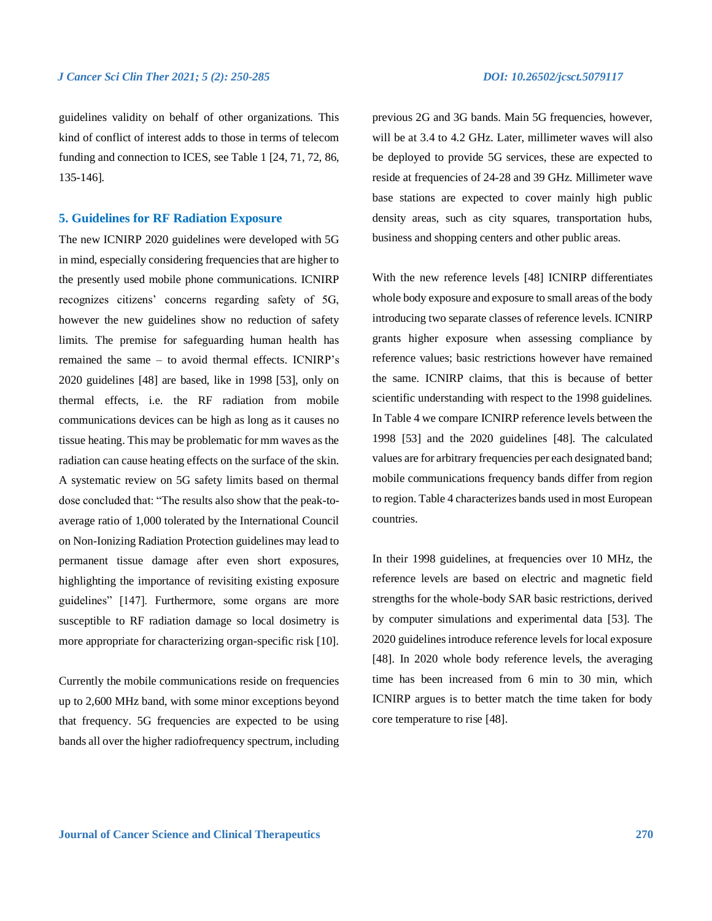guidelines validity on behalf of other organizations. This kind of conflict of interest adds to those in terms of telecom funding and connection to ICES, see Table 1 [24, 71, 72, 86, 135-146].

## 5. Guidelines for RF Radiation Exposure

The new ICNIRP 2020 guidelines were developed with 5G in mind, especially considering frequencies that are higher to the presently used mobile phone communications. ICNIRP recognizes citizens' concerns regarding safety of 5G, however the new guidelines show no reduction of safety limits. The premise for safeguarding human health has remained the same – to avoid thermal effects. ICNIRP's 2020 guidelines [48] are based, like in 1998 [53], only on thermal effects, i.e. the RF radiation from mobile communications devices can be high as long as it causes no tissue heating. This may be problematic for mm waves as the radiation can cause heating effects on the surface of the skin. A systematic review on 5G safety limits based on thermal dose concluded that: "The results also show that the peak-to-average ratio of 1,000 tolerated by the International Council on Non-Ionizing Radiation Protection guidelines may lead to permanent tissue damage after even short exposures, highlighting the importance of revisiting existing exposure guidelines" [147]. Furthermore, some organs are more susceptible to RF radiation damage so local dosimetry is more appropriate for characterizing organ-specific risk [10].

Currently the mobile communications reside on frequencies up to 2,600 MHz band, with some minor exceptions beyond that frequency. 5G frequencies are expected to be using bands all over the higher radiofrequency spectrum, including previous 2G and 3G bands. Main 5G frequencies, however, will be at 3.4 to 4.2 GHz. Later, millimeter waves will also be deployed to provide 5G services, these are expected to reside at frequencies of 24-28 and 39 GHz. Millimeter wave base stations are expected to cover mainly high public density areas, such as city squares, transportation hubs, business and shopping centers and other public areas.

With the new reference levels [48] ICNIRP differentiates whole body exposure and exposure to small areas of the body introducing two separate classes of reference levels. ICNIRP grants higher exposure when assessing compliance by reference values; basic restrictions however have remained the same. ICNIRP claims, that this is because of better scientific understanding with respect to the 1998 guidelines. In Table 4 we compare ICNIRP reference levels between the 1998 [53] and the 2020 guidelines [48]. The calculated values are for arbitrary frequencies per each designated band; mobile communications frequency bands differ from region to region. Table 4 characterizes bands used in most European countries.

In their 1998 guidelines, at frequencies over 10 MHz, the reference levels are based on electric and magnetic field strengths for the whole-body SAR basic restrictions, derived by computer simulations and experimental data [53]. The 2020 guidelines introduce reference levels for local exposure [48]. In 2020 whole body reference levels, the averaging time has been increased from 6 min to 30 min, which ICNIRP argues is to better match the time taken for body core temperature to rise [48].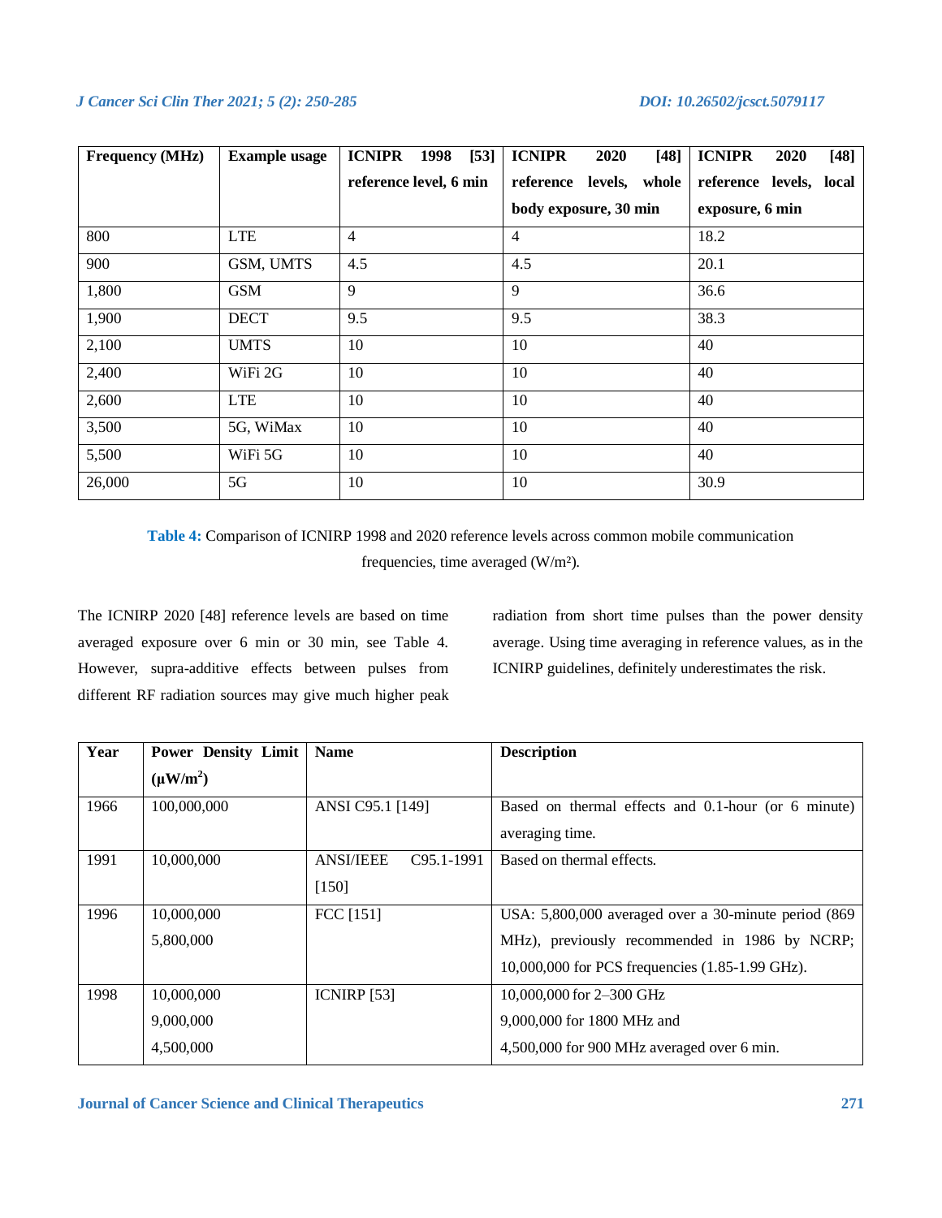| Frequency (MHz) | Example usage | ICNIPR 1998 [53] reference level, 6 min | ICNIPR 2020 [48] reference levels, whole body exposure, 30 min | ICNIPR 2020 [48] reference levels, local exposure, 6 min |
|---|---|---|---|---|
| 800 | LTE | 4 | 4 | 18.2 |
| 900 | GSM, UMTS | 4.5 | 4.5 | 20.1 |
| 1,800 | GSM | 9 | 9 | 36.6 |
| 1,900 | DECT | 9.5 | 9.5 | 38.3 |
| 2,100 | UMTS | 10 | 10 | 40 |
| 2,400 | WiFi 2G | 10 | 10 | 40 |
| 2,600 | LTE | 10 | 10 | 40 |
| 3,500 | 5G, WiMax | 10 | 10 | 40 |
| 5,500 | WiFi 5G | 10 | 10 | 40 |
| 26,000 | 5G | 10 | 10 | 30.9 |

**Table 4:** Comparison of ICNIRP 1998 and 2020 reference levels across common mobile communication frequencies, time averaged (W/m²).

The ICNIRP 2020 [48] reference levels are based on time averaged exposure over 6 min or 30 min, see Table 4. However, supra-additive effects between pulses from different RF radiation sources may give much higher peak radiation from short time pulses than the power density average. Using time averaging in reference values, as in the ICNIRP guidelines, definitely underestimates the risk.

| Year | Power Density Limit (μW/m²) | Name | Description |
|---|---|---|---|
| 1966 | 100,000,000 | ANSI C95.1 [149] | Based on thermal effects and 0.1-hour (or 6 minute) averaging time. |
| 1991 | 10,000,000 | ANSI/IEEE C95.1-1991 [150] | Based on thermal effects. |
| 1996 | 10,000,000<br>5,800,000 | FCC [151] | USA: 5,800,000 averaged over a 30-minute period (869 MHz), previously recommended in 1986 by NCRP; 10,000,000 for PCS frequencies (1.85-1.99 GHz). |
| 1998 | 10,000,000<br>9,000,000<br>4,500,000 | ICNIRP [53] | 10,000,000 for 2–300 GHz<br>9,000,000 for 1800 MHz and<br>4,500,000 for 900 MHz averaged over 6 min. |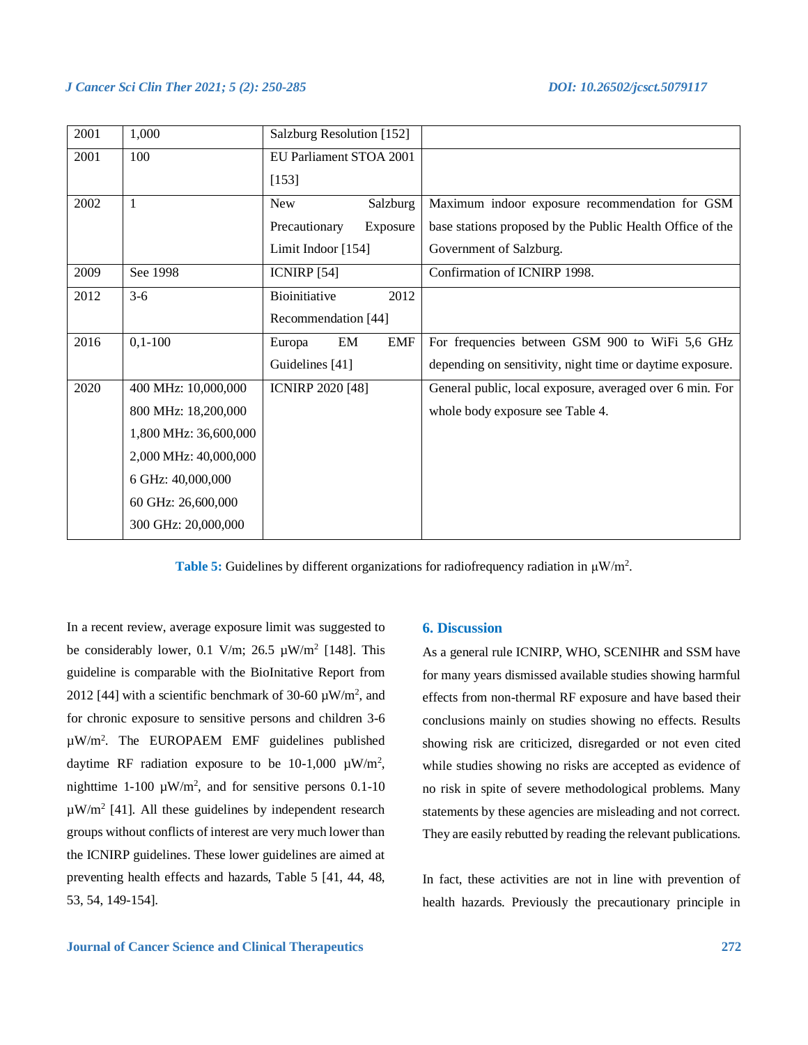| | | | |
|---|---|---|---|
| 2001 | 1,000 | Salzburg Resolution [152] | |
| 2001 | 100 | EU Parliament STOA 2001 [153] | |
| 2002 | 1 | New Salzburg Precautionary Exposure Limit Indoor [154] | Maximum indoor exposure recommendation for GSM base stations proposed by the Public Health Office of the Government of Salzburg. |
| 2009 | See 1998 | ICNIRP [54] | Confirmation of ICNIRP 1998. |
| 2012 | 3-6 | Bioinitiative 2012 Recommendation [44] | |
| 2016 | 0,1-100 | Europa EM EMF Guidelines [41] | For frequencies between GSM 900 to WiFi 5,6 GHz depending on sensitivity, night time or daytime exposure. |
| 2020 | 400 MHz: 10,000,000<br>800 MHz: 18,200,000<br>1,800 MHz: 36,600,000<br>2,000 MHz: 40,000,000<br>6 GHz: 40,000,000<br>60 GHz: 26,600,000<br>300 GHz: 20,000,000 | ICNIRP 2020 [48] | General public, local exposure, averaged over 6 min. For whole body exposure see Table 4. |

**Table 5:** Guidelines by different organizations for radiofrequency radiation in μW/m².

In a recent review, average exposure limit was suggested to be considerably lower, 0.1 V/m; 26.5 μW/m² [148]. This guideline is comparable with the BioInitative Report from 2012 [44] with a scientific benchmark of 30-60 μW/m², and for chronic exposure to sensitive persons and children 3-6 μW/m². The EUROPAEM EMF guidelines published daytime RF radiation exposure to be 10-1,000 μW/m², nighttime 1-100 μW/m², and for sensitive persons 0.1-10 μW/m² [41]. All these guidelines by independent research groups without conflicts of interest are very much lower than the ICNIRP guidelines. These lower guidelines are aimed at preventing health effects and hazards, Table 5 [41, 44, 48, 53, 54, 149-154].

## 6. Discussion

As a general rule ICNIRP, WHO, SCENIHR and SSM have for many years dismissed available studies showing harmful effects from non-thermal RF exposure and have based their conclusions mainly on studies showing no effects. Results showing risk are criticized, disregarded or not even cited while studies showing no risks are accepted as evidence of no risk in spite of severe methodological problems. Many statements by these agencies are misleading and not correct. They are easily rebutted by reading the relevant publications.

In fact, these activities are not in line with prevention of health hazards. Previously the precautionary principle in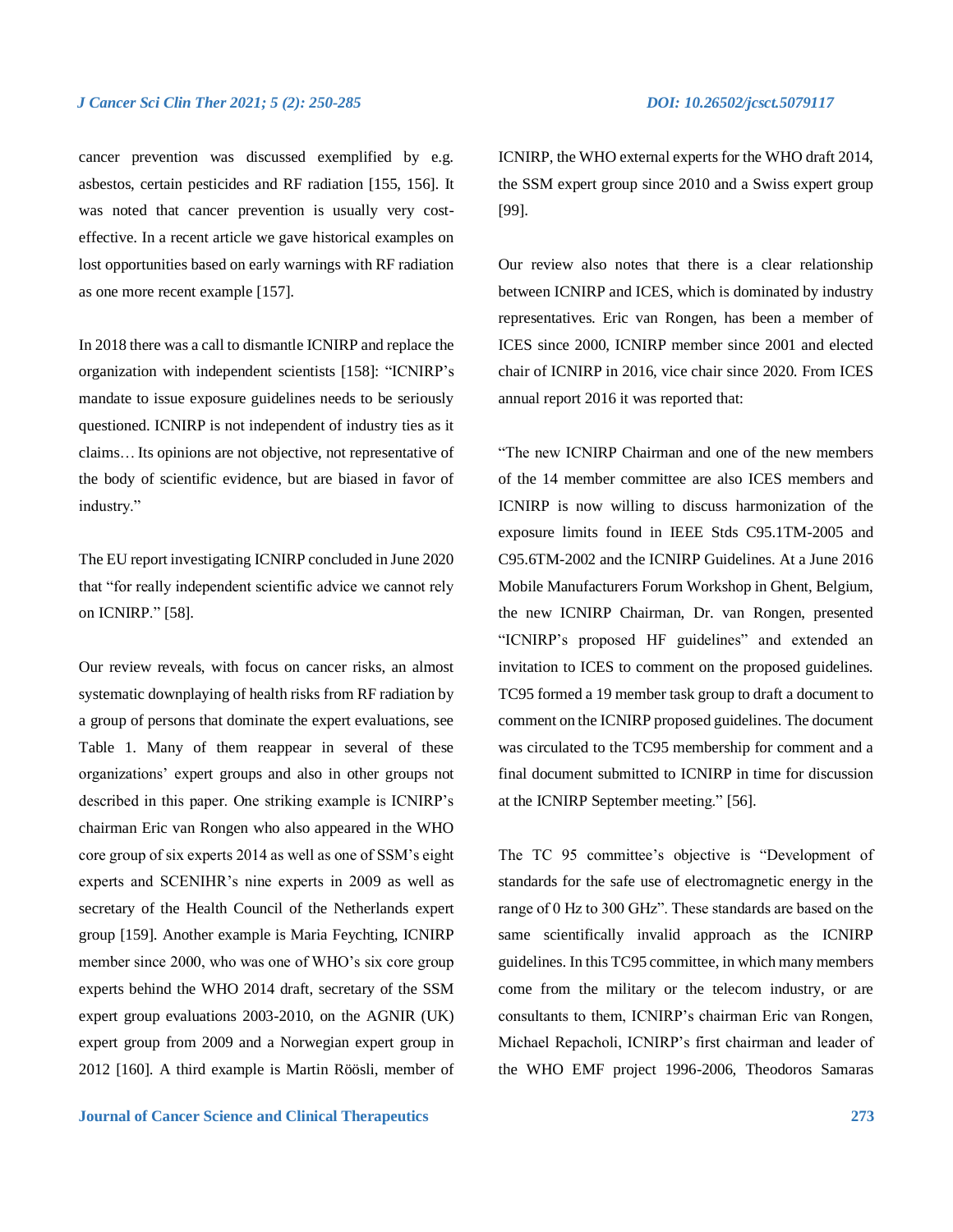cancer prevention was discussed exemplified by e.g. asbestos, certain pesticides and RF radiation [155, 156]. It was noted that cancer prevention is usually very cost-effective. In a recent article we gave historical examples on lost opportunities based on early warnings with RF radiation as one more recent example [157].

In 2018 there was a call to dismantle ICNIRP and replace the organization with independent scientists [158]: "ICNIRP's mandate to issue exposure guidelines needs to be seriously questioned. ICNIRP is not independent of industry ties as it claims… Its opinions are not objective, not representative of the body of scientific evidence, but are biased in favor of industry."

The EU report investigating ICNIRP concluded in June 2020 that "for really independent scientific advice we cannot rely on ICNIRP." [58].

Our review reveals, with focus on cancer risks, an almost systematic downplaying of health risks from RF radiation by a group of persons that dominate the expert evaluations, see Table 1. Many of them reappear in several of these organizations' expert groups and also in other groups not described in this paper. One striking example is ICNIRP's chairman Eric van Rongen who also appeared in the WHO core group of six experts 2014 as well as one of SSM's eight experts and SCENIHR's nine experts in 2009 as well as secretary of the Health Council of the Netherlands expert group [159]. Another example is Maria Feychting, ICNIRP member since 2000, who was one of WHO's six core group experts behind the WHO 2014 draft, secretary of the SSM expert group evaluations 2003-2010, on the AGNIR (UK) expert group from 2009 and a Norwegian expert group in 2012 [160]. A third example is Martin Röösli, member of ICNIRP, the WHO external experts for the WHO draft 2014, the SSM expert group since 2010 and a Swiss expert group [99].

Our review also notes that there is a clear relationship between ICNIRP and ICES, which is dominated by industry representatives. Eric van Rongen, has been a member of ICES since 2000, ICNIRP member since 2001 and elected chair of ICNIRP in 2016, vice chair since 2020. From ICES annual report 2016 it was reported that:

"The new ICNIRP Chairman and one of the new members of the 14 member committee are also ICES members and ICNIRP is now willing to discuss harmonization of the exposure limits found in IEEE Stds C95.1TM-2005 and C95.6TM-2002 and the ICNIRP Guidelines. At a June 2016 Mobile Manufacturers Forum Workshop in Ghent, Belgium, the new ICNIRP Chairman, Dr. van Rongen, presented "ICNIRP's proposed HF guidelines" and extended an invitation to ICES to comment on the proposed guidelines. TC95 formed a 19 member task group to draft a document to comment on the ICNIRP proposed guidelines. The document was circulated to the TC95 membership for comment and a final document submitted to ICNIRP in time for discussion at the ICNIRP September meeting." [56].

The TC 95 committee's objective is "Development of standards for the safe use of electromagnetic energy in the range of 0 Hz to 300 GHz". These standards are based on the same scientifically invalid approach as the ICNIRP guidelines. In this TC95 committee, in which many members come from the military or the telecom industry, or are consultants to them, ICNIRP's chairman Eric van Rongen, Michael Repacholi, ICNIRP's first chairman and leader of the WHO EMF project 1996-2006, Theodoros Samaras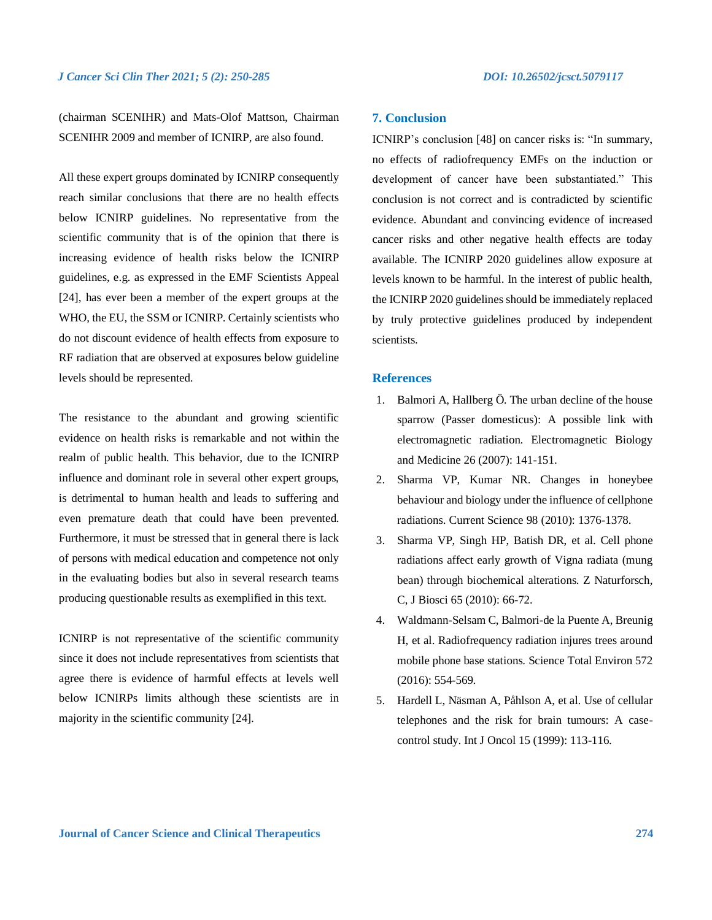(chairman SCENIHR) and Mats-Olof Mattson, Chairman SCENIHR 2009 and member of ICNIRP, are also found.

All these expert groups dominated by ICNIRP consequently reach similar conclusions that there are no health effects below ICNIRP guidelines. No representative from the scientific community that is of the opinion that there is increasing evidence of health risks below the ICNIRP guidelines, e.g. as expressed in the EMF Scientists Appeal [24], has ever been a member of the expert groups at the WHO, the EU, the SSM or ICNIRP. Certainly scientists who do not discount evidence of health effects from exposure to RF radiation that are observed at exposures below guideline levels should be represented.

The resistance to the abundant and growing scientific evidence on health risks is remarkable and not within the realm of public health. This behavior, due to the ICNIRP influence and dominant role in several other expert groups, is detrimental to human health and leads to suffering and even premature death that could have been prevented. Furthermore, it must be stressed that in general there is lack of persons with medical education and competence not only in the evaluating bodies but also in several research teams producing questionable results as exemplified in this text.

ICNIRP is not representative of the scientific community since it does not include representatives from scientists that agree there is evidence of harmful effects at levels well below ICNIRPs limits although these scientists are in majority in the scientific community [24].

## 7. Conclusion

ICNIRP's conclusion [48] on cancer risks is: "In summary, no effects of radiofrequency EMFs on the induction or development of cancer have been substantiated." This conclusion is not correct and is contradicted by scientific evidence. Abundant and convincing evidence of increased cancer risks and other negative health effects are today available. The ICNIRP 2020 guidelines allow exposure at levels known to be harmful. In the interest of public health, the ICNIRP 2020 guidelines should be immediately replaced by truly protective guidelines produced by independent scientists.

## References

1. Balmori A, Hallberg Ö. The urban decline of the house sparrow (Passer domesticus): A possible link with electromagnetic radiation. Electromagnetic Biology and Medicine 26 (2007): 141-151.
2. Sharma VP, Kumar NR. Changes in honeybee behaviour and biology under the influence of cellphone radiations. Current Science 98 (2010): 1376-1378.
3. Sharma VP, Singh HP, Batish DR, et al. Cell phone radiations affect early growth of Vigna radiata (mung bean) through biochemical alterations. Z Naturforsch, C, J Biosci 65 (2010): 66-72.
4. Waldmann-Selsam C, Balmori-de la Puente A, Breunig H, et al. Radiofrequency radiation injures trees around mobile phone base stations. Science Total Environ 572 (2016): 554-569.
5. Hardell L, Näsman A, Påhlson A, et al. Use of cellular telephones and the risk for brain tumours: A case-control study. Int J Oncol 15 (1999): 113-116.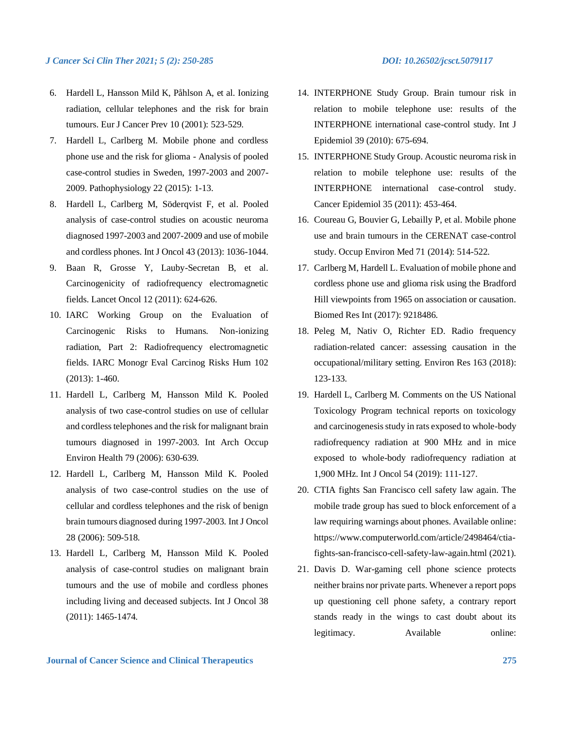6. Hardell L, Hansson Mild K, Påhlson A, et al. Ionizing radiation, cellular telephones and the risk for brain tumours. Eur J Cancer Prev 10 (2001): 523-529.
7. Hardell L, Carlberg M. Mobile phone and cordless phone use and the risk for glioma - Analysis of pooled case-control studies in Sweden, 1997-2003 and 2007-2009. Pathophysiology 22 (2015): 1-13.
8. Hardell L, Carlberg M, Söderqvist F, et al. Pooled analysis of case-control studies on acoustic neuroma diagnosed 1997-2003 and 2007-2009 and use of mobile and cordless phones. Int J Oncol 43 (2013): 1036-1044.
9. Baan R, Grosse Y, Lauby-Secretan B, et al. Carcinogenicity of radiofrequency electromagnetic fields. Lancet Oncol 12 (2011): 624-626.
10. IARC Working Group on the Evaluation of Carcinogenic Risks to Humans. Non-ionizing radiation, Part 2: Radiofrequency electromagnetic fields. IARC Monogr Eval Carcinog Risks Hum 102 (2013): 1-460.
11. Hardell L, Carlberg M, Hansson Mild K. Pooled analysis of two case-control studies on use of cellular and cordless telephones and the risk for malignant brain tumours diagnosed in 1997-2003. Int Arch Occup Environ Health 79 (2006): 630-639.
12. Hardell L, Carlberg M, Hansson Mild K. Pooled analysis of two case-control studies on the use of cellular and cordless telephones and the risk of benign brain tumours diagnosed during 1997-2003. Int J Oncol 28 (2006): 509-518.
13. Hardell L, Carlberg M, Hansson Mild K. Pooled analysis of case-control studies on malignant brain tumours and the use of mobile and cordless phones including living and deceased subjects. Int J Oncol 38 (2011): 1465-1474.
14. INTERPHONE Study Group. Brain tumour risk in relation to mobile telephone use: results of the INTERPHONE international case-control study. Int J Epidemiol 39 (2010): 675-694.
15. INTERPHONE Study Group. Acoustic neuroma risk in relation to mobile telephone use: results of the INTERPHONE international case-control study. Cancer Epidemiol 35 (2011): 453-464.
16. Coureau G, Bouvier G, Lebailly P, et al. Mobile phone use and brain tumours in the CERENAT case-control study. Occup Environ Med 71 (2014): 514-522.
17. Carlberg M, Hardell L. Evaluation of mobile phone and cordless phone use and glioma risk using the Bradford Hill viewpoints from 1965 on association or causation. Biomed Res Int (2017): 9218486.
18. Peleg M, Nativ O, Richter ED. Radio frequency radiation-related cancer: assessing causation in the occupational/military setting. Environ Res 163 (2018): 123-133.
19. Hardell L, Carlberg M. Comments on the US National Toxicology Program technical reports on toxicology and carcinogenesis study in rats exposed to whole-body radiofrequency radiation at 900 MHz and in mice exposed to whole-body radiofrequency radiation at 1,900 MHz. Int J Oncol 54 (2019): 111-127.
20. CTIA fights San Francisco cell safety law again. The mobile trade group has sued to block enforcement of a law requiring warnings about phones. Available online: https://www.computerworld.com/article/2498464/ctia-fights-san-francisco-cell-safety-law-again.html (2021).
21. Davis D. War-gaming cell phone science protects neither brains nor private parts. Whenever a report pops up questioning cell phone safety, a contrary report stands ready in the wings to cast doubt about its legitimacy. Available online: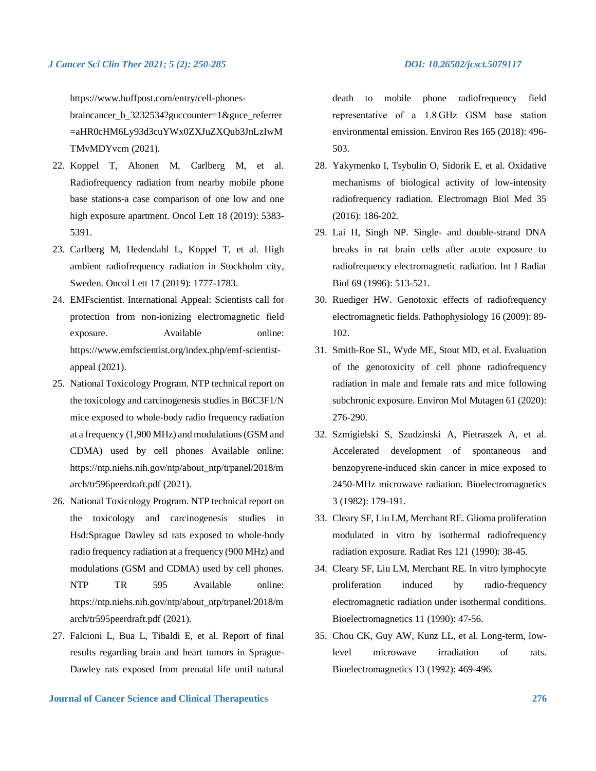https://www.huffpost.com/entry/cell-phones-braincancer_b_3232534?guccounter=1&guce_referrer=aHR0cHM6Ly93d3cuYWx0ZXJuZXQub3JnLzIwMTMvMDYvcm (2021).

22. Koppel T, Ahonen M, Carlberg M, et al. Radiofrequency radiation from nearby mobile phone base stations-a case comparison of one low and one high exposure apartment. Oncol Lett 18 (2019): 5383-5391.
23. Carlberg M, Hedendahl L, Koppel T, et al. High ambient radiofrequency radiation in Stockholm city, Sweden. Oncol Lett 17 (2019): 1777-1783.
24. EMFscientist. International Appeal: Scientists call for protection from non-ionizing electromagnetic field exposure. Available online: https://www.emfscientist.org/index.php/emf-scientist-appeal (2021).
25. National Toxicology Program. NTP technical report on the toxicology and carcinogenesis studies in B6C3F1/N mice exposed to whole-body radio frequency radiation at a frequency (1,900 MHz) and modulations (GSM and CDMA) used by cell phones Available online: https://ntp.niehs.nih.gov/ntp/about_ntp/trpanel/2018/march/tr596peerdraft.pdf (2021).
26. National Toxicology Program. NTP technical report on the toxicology and carcinogenesis studies in Hsd:Sprague Dawley sd rats exposed to whole-body radio frequency radiation at a frequency (900 MHz) and modulations (GSM and CDMA) used by cell phones. NTP TR 595 Available online: https://ntp.niehs.nih.gov/ntp/about_ntp/trpanel/2018/march/tr595peerdraft.pdf (2021).
27. Falcioni L, Bua L, Tibaldi E, et al. Report of final results regarding brain and heart tumors in Sprague-Dawley rats exposed from prenatal life until natural death to mobile phone radiofrequency field representative of a 1.8 GHz GSM base station environmental emission. Environ Res 165 (2018): 496-503.
28. Yakymenko I, Tsybulin O, Sidorik E, et al. Oxidative mechanisms of biological activity of low-intensity radiofrequency radiation. Electromagn Biol Med 35 (2016): 186-202.
29. Lai H, Singh NP. Single- and double-strand DNA breaks in rat brain cells after acute exposure to radiofrequency electromagnetic radiation. Int J Radiat Biol 69 (1996): 513-521.
30. Ruediger HW. Genotoxic effects of radiofrequency electromagnetic fields. Pathophysiology 16 (2009): 89-102.
31. Smith-Roe SL, Wyde ME, Stout MD, et al. Evaluation of the genotoxicity of cell phone radiofrequency radiation in male and female rats and mice following subchronic exposure. Environ Mol Mutagen 61 (2020): 276-290.
32. Szmigielski S, Szudzinski A, Pietraszek A, et al. Accelerated development of spontaneous and benzopyrene-induced skin cancer in mice exposed to 2450-MHz microwave radiation. Bioelectromagnetics 3 (1982): 179-191.
33. Cleary SF, Liu LM, Merchant RE. Glioma proliferation modulated in vitro by isothermal radiofrequency radiation exposure. Radiat Res 121 (1990): 38-45.
34. Cleary SF, Liu LM, Merchant RE. In vitro lymphocyte proliferation induced by radio-frequency electromagnetic radiation under isothermal conditions. Bioelectromagnetics 11 (1990): 47-56.
35. Chou CK, Guy AW, Kunz LL, et al. Long-term, low-level microwave irradiation of rats. Bioelectromagnetics 13 (1992): 469-496.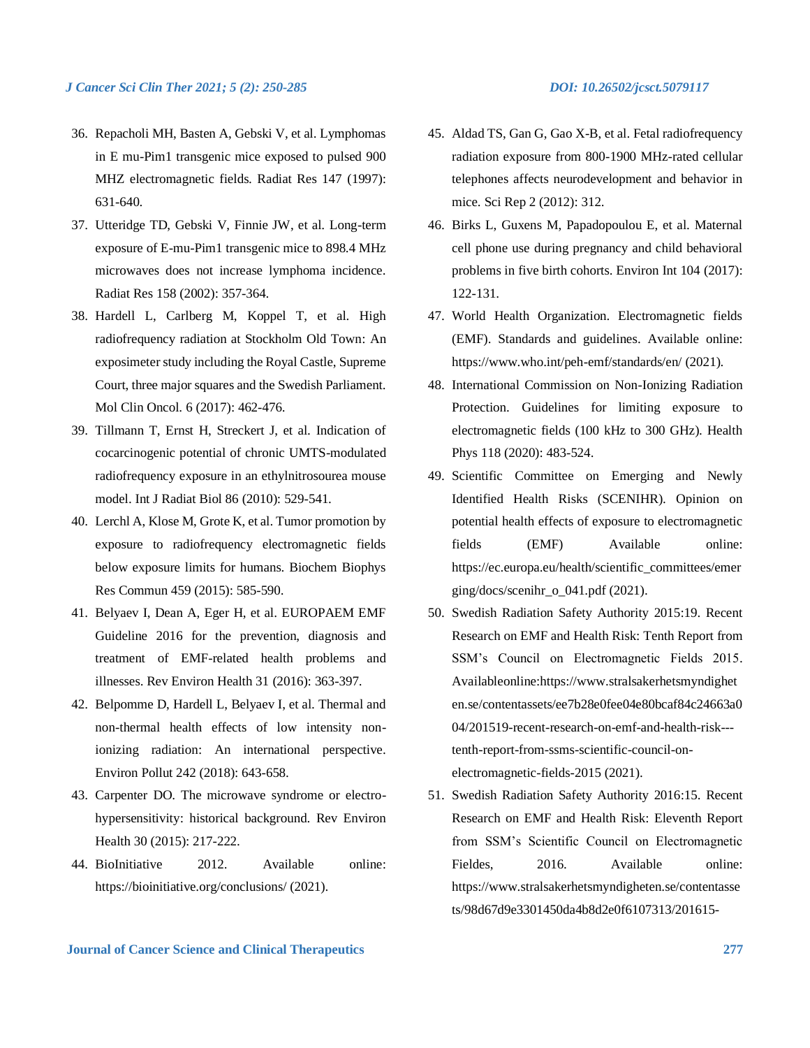36. Repacholi MH, Basten A, Gebski V, et al. Lymphomas in E mu-Pim1 transgenic mice exposed to pulsed 900 MHZ electromagnetic fields. Radiat Res 147 (1997): 631-640.
37. Utteridge TD, Gebski V, Finnie JW, et al. Long-term exposure of E-mu-Pim1 transgenic mice to 898.4 MHz microwaves does not increase lymphoma incidence. Radiat Res 158 (2002): 357-364.
38. Hardell L, Carlberg M, Koppel T, et al. High radiofrequency radiation at Stockholm Old Town: An exposimeter study including the Royal Castle, Supreme Court, three major squares and the Swedish Parliament. Mol Clin Oncol. 6 (2017): 462-476.
39. Tillmann T, Ernst H, Streckert J, et al. Indication of cocarcinogenic potential of chronic UMTS-modulated radiofrequency exposure in an ethylnitrosourea mouse model. Int J Radiat Biol 86 (2010): 529-541.
40. Lerchl A, Klose M, Grote K, et al. Tumor promotion by exposure to radiofrequency electromagnetic fields below exposure limits for humans. Biochem Biophys Res Commun 459 (2015): 585-590.
41. Belyaev I, Dean A, Eger H, et al. EUROPAEM EMF Guideline 2016 for the prevention, diagnosis and treatment of EMF-related health problems and illnesses. Rev Environ Health 31 (2016): 363-397.
42. Belpomme D, Hardell L, Belyaev I, et al. Thermal and non-thermal health effects of low intensity non-ionizing radiation: An international perspective. Environ Pollut 242 (2018): 643-658.
43. Carpenter DO. The microwave syndrome or electro-hypersensitivity: historical background. Rev Environ Health 30 (2015): 217-222.
44. BioInitiative 2012. Available online: https://bioinitiative.org/conclusions/ (2021).
45. Aldad TS, Gan G, Gao X-B, et al. Fetal radiofrequency radiation exposure from 800-1900 MHz-rated cellular telephones affects neurodevelopment and behavior in mice. Sci Rep 2 (2012): 312.
46. Birks L, Guxens M, Papadopoulou E, et al. Maternal cell phone use during pregnancy and child behavioral problems in five birth cohorts. Environ Int 104 (2017): 122-131.
47. World Health Organization. Electromagnetic fields (EMF). Standards and guidelines. Available online: https://www.who.int/peh-emf/standards/en/ (2021).
48. International Commission on Non-Ionizing Radiation Protection. Guidelines for limiting exposure to electromagnetic fields (100 kHz to 300 GHz). Health Phys 118 (2020): 483-524.
49. Scientific Committee on Emerging and Newly Identified Health Risks (SCENIHR). Opinion on potential health effects of exposure to electromagnetic fields (EMF) Available online: https://ec.europa.eu/health/scientific_committees/emerging/docs/scenihr_o_041.pdf (2021).
50. Swedish Radiation Safety Authority 2015:19. Recent Research on EMF and Health Risk: Tenth Report from SSM's Council on Electromagnetic Fields 2015. Availableonline:https://www.stralsakerhetsmyndigheten.se/contentassets/ee7b28e0fee04e80bcaf84c24663a004/201519-recent-research-on-emf-and-health-risk---tenth-report-from-ssms-scientific-council-on-electromagnetic-fields-2015 (2021).
51. Swedish Radiation Safety Authority 2016:15. Recent Research on EMF and Health Risk: Eleventh Report from SSM's Scientific Council on Electromagnetic Fieldes, 2016. Available online: https://www.stralsakerhetsmyndigheten.se/contentassets/98d67d9e3301450da4b8d2e0f6107313/201615-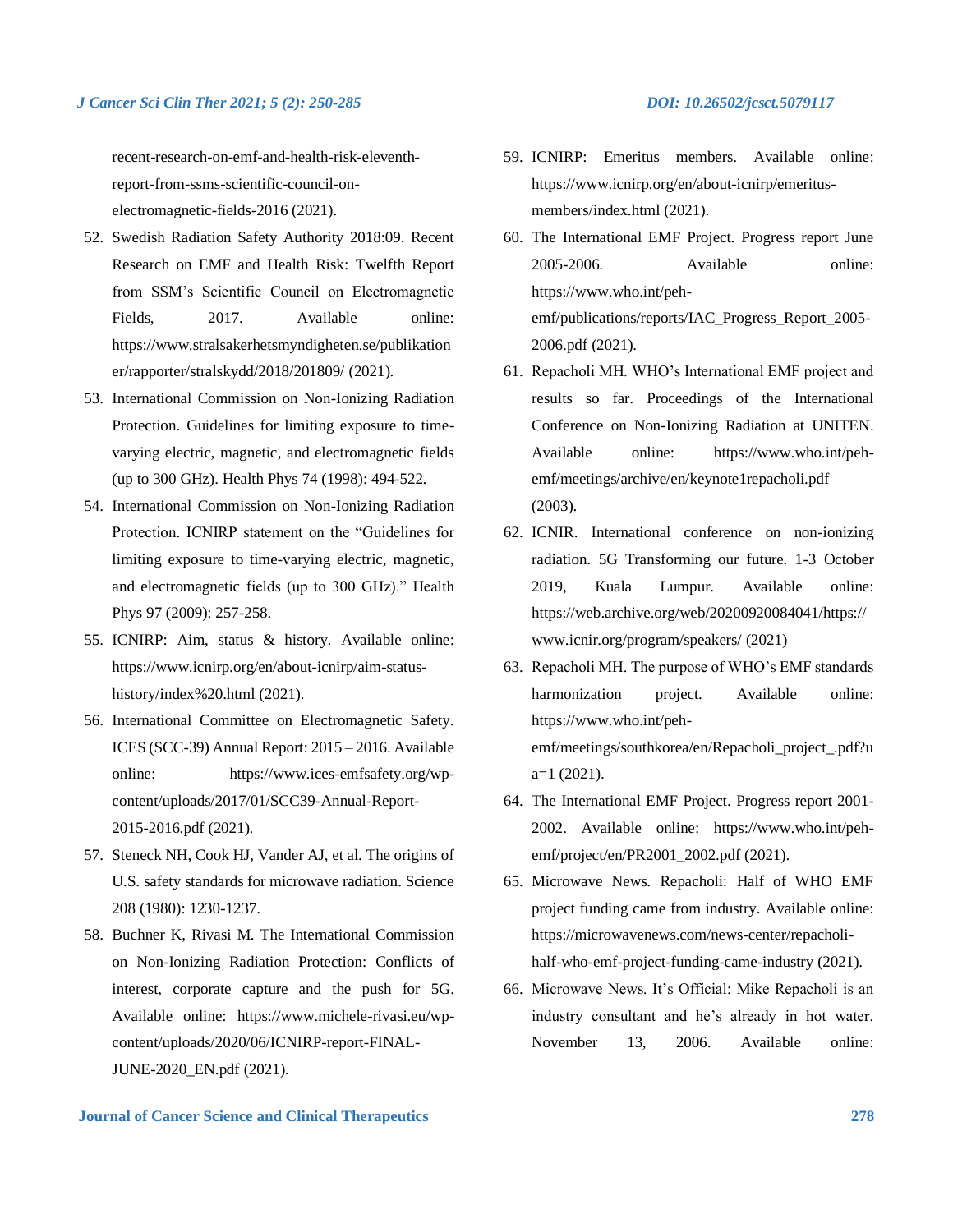recent-research-on-emf-and-health-risk-eleventh-report-from-ssms-scientific-council-on-electromagnetic-fields-2016 (2021).

52. Swedish Radiation Safety Authority 2018:09. Recent Research on EMF and Health Risk: Twelfth Report from SSM's Scientific Council on Electromagnetic Fields, 2017. Available online: https://www.stralsakerhetsmyndigheten.se/publikationer/rapporter/stralskydd/2018/201809/ (2021).
53. International Commission on Non-Ionizing Radiation Protection. Guidelines for limiting exposure to time-varying electric, magnetic, and electromagnetic fields (up to 300 GHz). Health Phys 74 (1998): 494-522.
54. International Commission on Non-Ionizing Radiation Protection. ICNIRP statement on the "Guidelines for limiting exposure to time-varying electric, magnetic, and electromagnetic fields (up to 300 GHz)." Health Phys 97 (2009): 257-258.
55. ICNIRP: Aim, status & history. Available online: https://www.icnirp.org/en/about-icnirp/aim-status-history/index%20.html (2021).
56. International Committee on Electromagnetic Safety. ICES (SCC-39) Annual Report: 2015 – 2016. Available online: https://www.ices-emfsafety.org/wp-content/uploads/2017/01/SCC39-Annual-Report-2015-2016.pdf (2021).
57. Steneck NH, Cook HJ, Vander AJ, et al. The origins of U.S. safety standards for microwave radiation. Science 208 (1980): 1230-1237.
58. Buchner K, Rivasi M. The International Commission on Non-Ionizing Radiation Protection: Conflicts of interest, corporate capture and the push for 5G. Available online: https://www.michele-rivasi.eu/wp-content/uploads/2020/06/ICNIRP-report-FINAL-JUNE-2020_EN.pdf (2021).
59. ICNIRP: Emeritus members. Available online: https://www.icnirp.org/en/about-icnirp/emeritus-members/index.html (2021).
60. The International EMF Project. Progress report June 2005-2006. Available online: https://www.who.int/peh-emf/publications/reports/IAC_Progress_Report_2005-2006.pdf (2021).
61. Repacholi MH. WHO's International EMF project and results so far. Proceedings of the International Conference on Non-Ionizing Radiation at UNITEN. Available online: https://www.who.int/peh-emf/meetings/archive/en/keynote1repacholi.pdf (2003).
62. ICNIR. International conference on non-ionizing radiation. 5G Transforming our future. 1-3 October 2019, Kuala Lumpur. Available online: https://web.archive.org/web/20200920084041/https://www.icnir.org/program/speakers/ (2021)
63. Repacholi MH. The purpose of WHO's EMF standards harmonization project. Available online: https://www.who.int/peh-emf/meetings/southkorea/en/Repacholi_project_.pdf?ua=1 (2021).
64. The International EMF Project. Progress report 2001-2002. Available online: https://www.who.int/peh-emf/project/en/PR2001_2002.pdf (2021).
65. Microwave News. Repacholi: Half of WHO EMF project funding came from industry. Available online: https://microwavenews.com/news-center/repacholi-half-who-emf-project-funding-came-industry (2021).
66. Microwave News. It's Official: Mike Repacholi is an industry consultant and he's already in hot water. November 13, 2006. Available online: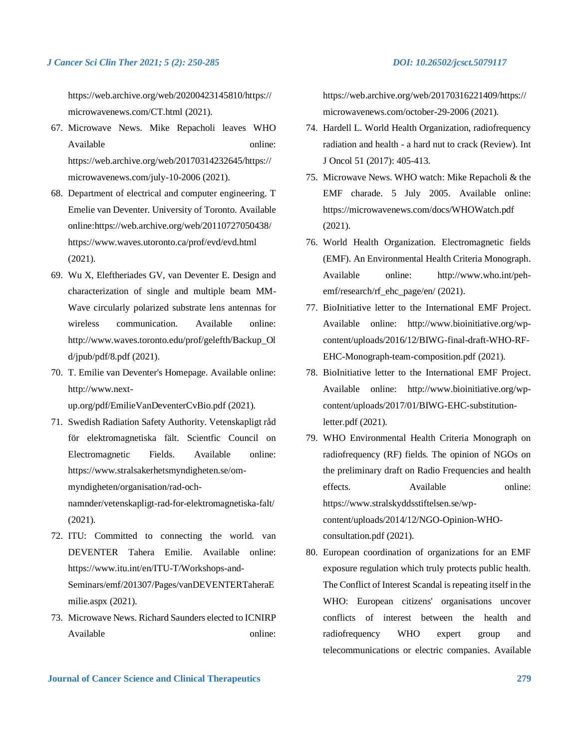https://web.archive.org/web/20200423145810/https://microwavenews.com/CT.html (2021).

67. Microwave News. Mike Repacholi leaves WHO Available online: https://web.archive.org/web/20170314232645/https://microwavenews.com/july-10-2006 (2021).
68. Department of electrical and computer engineering. T Emelie van Deventer. University of Toronto. Available online:https://web.archive.org/web/20110727050438/https://www.waves.utoronto.ca/prof/evd/evd.html (2021).
69. Wu X, Eleftheriades GV, van Deventer E. Design and characterization of single and multiple beam MM-Wave circularly polarized substrate lens antennas for wireless communication. Available online: http://www.waves.toronto.edu/prof/gelefth/Backup_Old/jpub/pdf/8.pdf (2021).
70. T. Emilie van Deventer's Homepage. Available online: http://www.next-up.org/pdf/EmilieVanDeventerCvBio.pdf (2021).
71. Swedish Radiation Safety Authority. Vetenskapligt råd för elektromagnetiska fält. Scientfic Council on Electromagnetic Fields. Available online: https://www.stralsakerhetsmyndigheten.se/om-myndigheten/organisation/rad-och-namnder/vetenskapligt-rad-for-elektromagnetiska-falt/ (2021).
72. ITU: Committed to connecting the world. van DEVENTER Tahera Emilie. Available online: https://www.itu.int/en/ITU-T/Workshops-and-Seminars/emf/201307/Pages/vanDEVENTERTaheraEmilie.aspx (2021).
73. Microwave News. Richard Saunders elected to ICNIRP Available online: https://web.archive.org/web/20170316221409/https://microwavenews.com/october-29-2006 (2021).
74. Hardell L. World Health Organization, radiofrequency radiation and health - a hard nut to crack (Review). Int J Oncol 51 (2017): 405-413.
75. Microwave News. WHO watch: Mike Repacholi & the EMF charade. 5 July 2005. Available online: https://microwavenews.com/docs/WHOWatch.pdf (2021).
76. World Health Organization. Electromagnetic fields (EMF). An Environmental Health Criteria Monograph. Available online: http://www.who.int/peh-emf/research/rf_ehc_page/en/ (2021).
77. BioInitiative letter to the International EMF Project. Available online: http://www.bioinitiative.org/wp-content/uploads/2016/12/BIWG-final-draft-WHO-RF-EHC-Monograph-team-composition.pdf (2021).
78. BioInitiative letter to the International EMF Project. Available online: http://www.bioinitiative.org/wp-content/uploads/2017/01/BIWG-EHC-substitution-letter.pdf (2021).
79. WHO Environmental Health Criteria Monograph on radiofrequency (RF) fields. The opinion of NGOs on the preliminary draft on Radio Frequencies and health effects. Available online: https://www.stralskyddsstiftelsen.se/wp-content/uploads/2014/12/NGO-Opinion-WHO-consultation.pdf (2021).
80. European coordination of organizations for an EMF exposure regulation which truly protects public health. The Conflict of Interest Scandal is repeating itself in the WHO: European citizens' organisations uncover conflicts of interest between the health and radiofrequency WHO expert group and telecommunications or electric companies. Available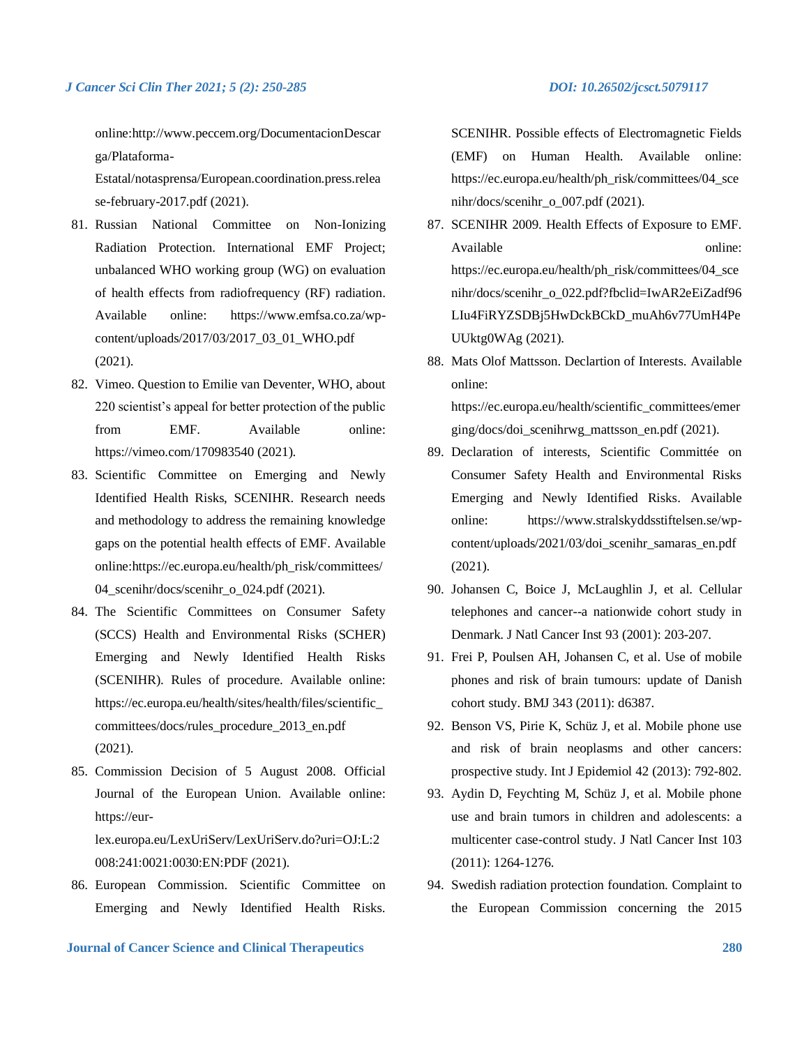online:http://www.peccem.org/DocumentacionDescarga/Plataforma-Estatal/notasprensa/European.coordination.press.release-february-2017.pdf (2021).

81. Russian National Committee on Non-Ionizing Radiation Protection. International EMF Project; unbalanced WHO working group (WG) on evaluation of health effects from radiofrequency (RF) radiation. Available online: https://www.emfsa.co.za/wp-content/uploads/2017/03/2017_03_01_WHO.pdf (2021).
82. Vimeo. Question to Emilie van Deventer, WHO, about 220 scientist's appeal for better protection of the public from EMF. Available online: https://vimeo.com/170983540 (2021).
83. Scientific Committee on Emerging and Newly Identified Health Risks, SCENIHR. Research needs and methodology to address the remaining knowledge gaps on the potential health effects of EMF. Available online:https://ec.europa.eu/health/ph_risk/committees/04_scenihr/docs/scenihr_o_024.pdf (2021).
84. The Scientific Committees on Consumer Safety (SCCS) Health and Environmental Risks (SCHER) Emerging and Newly Identified Health Risks (SCENIHR). Rules of procedure. Available online: https://ec.europa.eu/health/sites/health/files/scientific_committees/docs/rules_procedure_2013_en.pdf (2021).
85. Commission Decision of 5 August 2008. Official Journal of the European Union. Available online: https://eur-lex.europa.eu/LexUriServ/LexUriServ.do?uri=OJ:L:2008:241:0021:0030:EN:PDF (2021).
86. European Commission. Scientific Committee on Emerging and Newly Identified Health Risks. SCENIHR. Possible effects of Electromagnetic Fields (EMF) on Human Health. Available online: https://ec.europa.eu/health/ph_risk/committees/04_scenihr/docs/scenihr_o_007.pdf (2021).
87. SCENIHR 2009. Health Effects of Exposure to EMF. Available online: https://ec.europa.eu/health/ph_risk/committees/04_scenihr/docs/scenihr_o_022.pdf?fbclid=IwAR2eEiZadf96LIu4FiRYZSDBj5HwDckBCkD_muAh6v77UmH4PeUUktg0WAg (2021).
88. Mats Olof Mattsson. Declartion of Interests. Available online: https://ec.europa.eu/health/scientific_committees/emerging/docs/doi_scenihrwg_mattsson_en.pdf (2021).
89. Declaration of interests, Scientific Committée on Consumer Safety Health and Environmental Risks Emerging and Newly Identified Risks. Available online: https://www.stralskyddsstiftelsen.se/wp-content/uploads/2021/03/doi_scenihr_samaras_en.pdf (2021).
90. Johansen C, Boice J, McLaughlin J, et al. Cellular telephones and cancer--a nationwide cohort study in Denmark. J Natl Cancer Inst 93 (2001): 203-207.
91. Frei P, Poulsen AH, Johansen C, et al. Use of mobile phones and risk of brain tumours: update of Danish cohort study. BMJ 343 (2011): d6387.
92. Benson VS, Pirie K, Schüz J, et al. Mobile phone use and risk of brain neoplasms and other cancers: prospective study. Int J Epidemiol 42 (2013): 792-802.
93. Aydin D, Feychting M, Schüz J, et al. Mobile phone use and brain tumors in children and adolescents: a multicenter case-control study. J Natl Cancer Inst 103 (2011): 1264-1276.
94. Swedish radiation protection foundation. Complaint to the European Commission concerning the 2015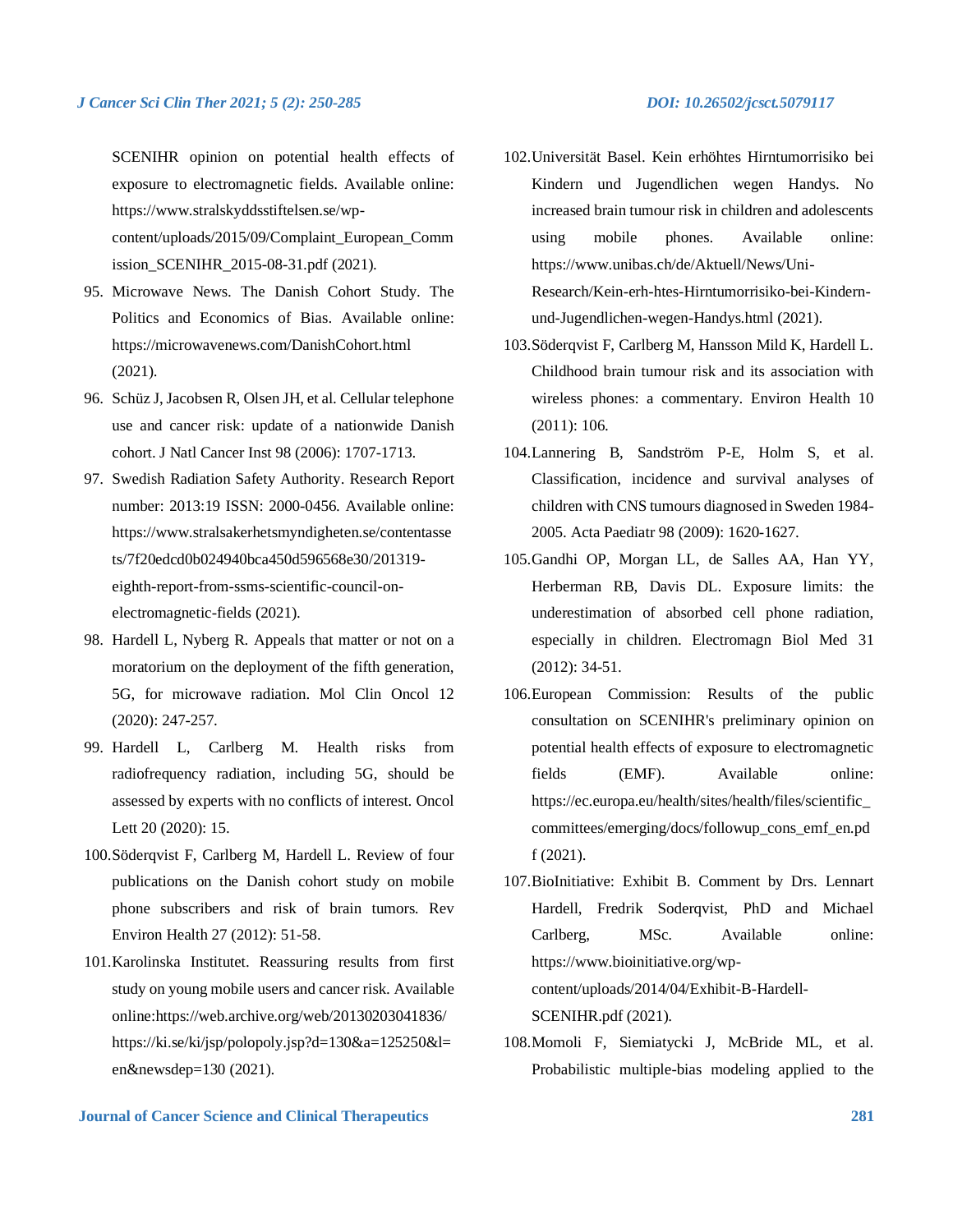SCENIHR opinion on potential health effects of exposure to electromagnetic fields. Available online: https://www.stralskyddsstiftelsen.se/wp-content/uploads/2015/09/Complaint_European_Commission_SCENIHR_2015-08-31.pdf (2021).

95. Microwave News. The Danish Cohort Study. The Politics and Economics of Bias. Available online: https://microwavenews.com/DanishCohort.html (2021).
96. Schüz J, Jacobsen R, Olsen JH, et al. Cellular telephone use and cancer risk: update of a nationwide Danish cohort. J Natl Cancer Inst 98 (2006): 1707-1713.
97. Swedish Radiation Safety Authority. Research Report number: 2013:19 ISSN: 2000-0456. Available online: https://www.stralsakerhetsmyndigheten.se/contentassets/7f20edcd0b024940bca450d596568e30/201319-eighth-report-from-ssms-scientific-council-on-electromagnetic-fields (2021).
98. Hardell L, Nyberg R. Appeals that matter or not on a moratorium on the deployment of the fifth generation, 5G, for microwave radiation. Mol Clin Oncol 12 (2020): 247-257.
99. Hardell L, Carlberg M. Health risks from radiofrequency radiation, including 5G, should be assessed by experts with no conflicts of interest. Oncol Lett 20 (2020): 15.
100. Söderqvist F, Carlberg M, Hardell L. Review of four publications on the Danish cohort study on mobile phone subscribers and risk of brain tumors. Rev Environ Health 27 (2012): 51-58.
101. Karolinska Institutet. Reassuring results from first study on young mobile users and cancer risk. Available online:https://web.archive.org/web/20130203041836/https://ki.se/ki/jsp/polopoly.jsp?d=130&a=125250&l=en&newsdep=130 (2021).
102. Universität Basel. Kein erhöhtes Hirntumorrisiko bei Kindern und Jugendlichen wegen Handys. No increased brain tumour risk in children and adolescents using mobile phones. Available online: https://www.unibas.ch/de/Aktuell/News/Uni-Research/Kein-erh-htes-Hirntumorrisiko-bei-Kindern-und-Jugendlichen-wegen-Handys.html (2021).
103. Söderqvist F, Carlberg M, Hansson Mild K, Hardell L. Childhood brain tumour risk and its association with wireless phones: a commentary. Environ Health 10 (2011): 106.
104. Lannering B, Sandström P-E, Holm S, et al. Classification, incidence and survival analyses of children with CNS tumours diagnosed in Sweden 1984-2005. Acta Paediatr 98 (2009): 1620-1627.
105. Gandhi OP, Morgan LL, de Salles AA, Han YY, Herberman RB, Davis DL. Exposure limits: the underestimation of absorbed cell phone radiation, especially in children. Electromagn Biol Med 31 (2012): 34-51.
106. European Commission: Results of the public consultation on SCENIHR's preliminary opinion on potential health effects of exposure to electromagnetic fields (EMF). Available online: https://ec.europa.eu/health/sites/health/files/scientific_committees/emerging/docs/followup_cons_emf_en.pdf (2021).
107. BioInitiative: Exhibit B. Comment by Drs. Lennart Hardell, Fredrik Soderqvist, PhD and Michael Carlberg, MSc. Available online: https://www.bioinitiative.org/wp-content/uploads/2014/04/Exhibit-B-Hardell-SCENIHR.pdf (2021).
108. Momoli F, Siemiatycki J, McBride ML, et al. Probabilistic multiple-bias modeling applied to the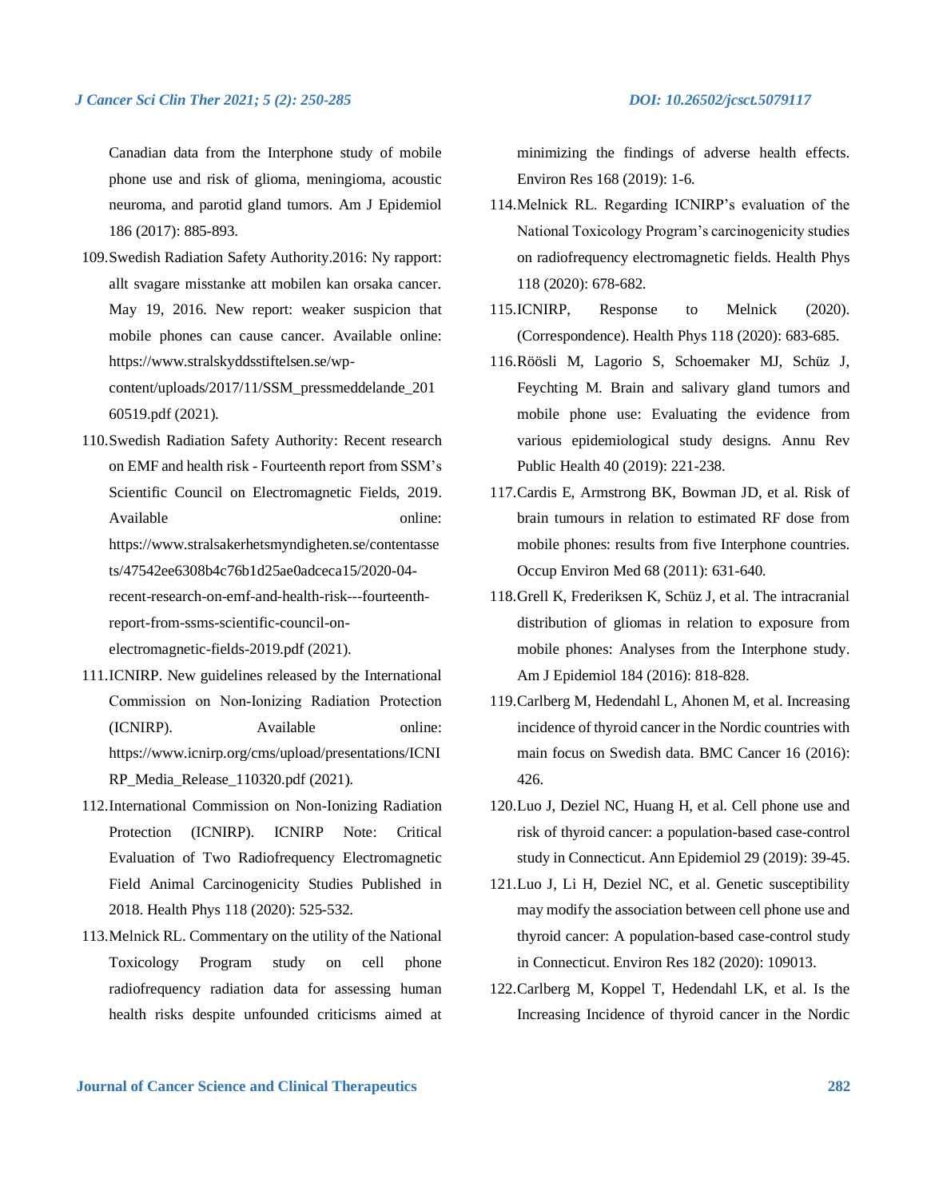Canadian data from the Interphone study of mobile phone use and risk of glioma, meningioma, acoustic neuroma, and parotid gland tumors. Am J Epidemiol 186 (2017): 885-893.

109. Swedish Radiation Safety Authority.2016: Ny rapport: allt svagare misstanke att mobilen kan orsaka cancer. May 19, 2016. New report: weaker suspicion that mobile phones can cause cancer. Available online: https://www.stralskyddsstiftelsen.se/wp-content/uploads/2017/11/SSM_pressmeddelande_20160519.pdf (2021).

110. Swedish Radiation Safety Authority: Recent research on EMF and health risk - Fourteenth report from SSM's Scientific Council on Electromagnetic Fields, 2019. Available online: https://www.stralsakerhetsmyndigheten.se/contentassets/47542ee6308b4c76b1d25ae0adceca15/2020-04-recent-research-on-emf-and-health-risk---fourteenth-report-from-ssms-scientific-council-on-electromagnetic-fields-2019.pdf (2021).

111. ICNIRP. New guidelines released by the International Commission on Non-Ionizing Radiation Protection (ICNIRP). Available online: https://www.icnirp.org/cms/upload/presentations/ICNIRP_Media_Release_110320.pdf (2021).

112. International Commission on Non-Ionizing Radiation Protection (ICNIRP). ICNIRP Note: Critical Evaluation of Two Radiofrequency Electromagnetic Field Animal Carcinogenicity Studies Published in 2018. Health Phys 118 (2020): 525-532.

113. Melnick RL. Commentary on the utility of the National Toxicology Program study on cell phone radiofrequency radiation data for assessing human health risks despite unfounded criticisms aimed at minimizing the findings of adverse health effects. Environ Res 168 (2019): 1-6.

114. Melnick RL. Regarding ICNIRP's evaluation of the National Toxicology Program's carcinogenicity studies on radiofrequency electromagnetic fields. Health Phys 118 (2020): 678-682.

115. ICNIRP, Response to Melnick (2020). (Correspondence). Health Phys 118 (2020): 683-685.

116. Röösli M, Lagorio S, Schoemaker MJ, Schüz J, Feychting M. Brain and salivary gland tumors and mobile phone use: Evaluating the evidence from various epidemiological study designs. Annu Rev Public Health 40 (2019): 221-238.

117. Cardis E, Armstrong BK, Bowman JD, et al. Risk of brain tumours in relation to estimated RF dose from mobile phones: results from five Interphone countries. Occup Environ Med 68 (2011): 631-640.

118. Grell K, Frederiksen K, Schüz J, et al. The intracranial distribution of gliomas in relation to exposure from mobile phones: Analyses from the Interphone study. Am J Epidemiol 184 (2016): 818-828.

119. Carlberg M, Hedendahl L, Ahonen M, et al. Increasing incidence of thyroid cancer in the Nordic countries with main focus on Swedish data. BMC Cancer 16 (2016): 426.

120. Luo J, Deziel NC, Huang H, et al. Cell phone use and risk of thyroid cancer: a population-based case-control study in Connecticut. Ann Epidemiol 29 (2019): 39-45.

121. Luo J, Li H, Deziel NC, et al. Genetic susceptibility may modify the association between cell phone use and thyroid cancer: A population-based case-control study in Connecticut. Environ Res 182 (2020): 109013.

122. Carlberg M, Koppel T, Hedendahl LK, et al. Is the Increasing Incidence of thyroid cancer in the Nordic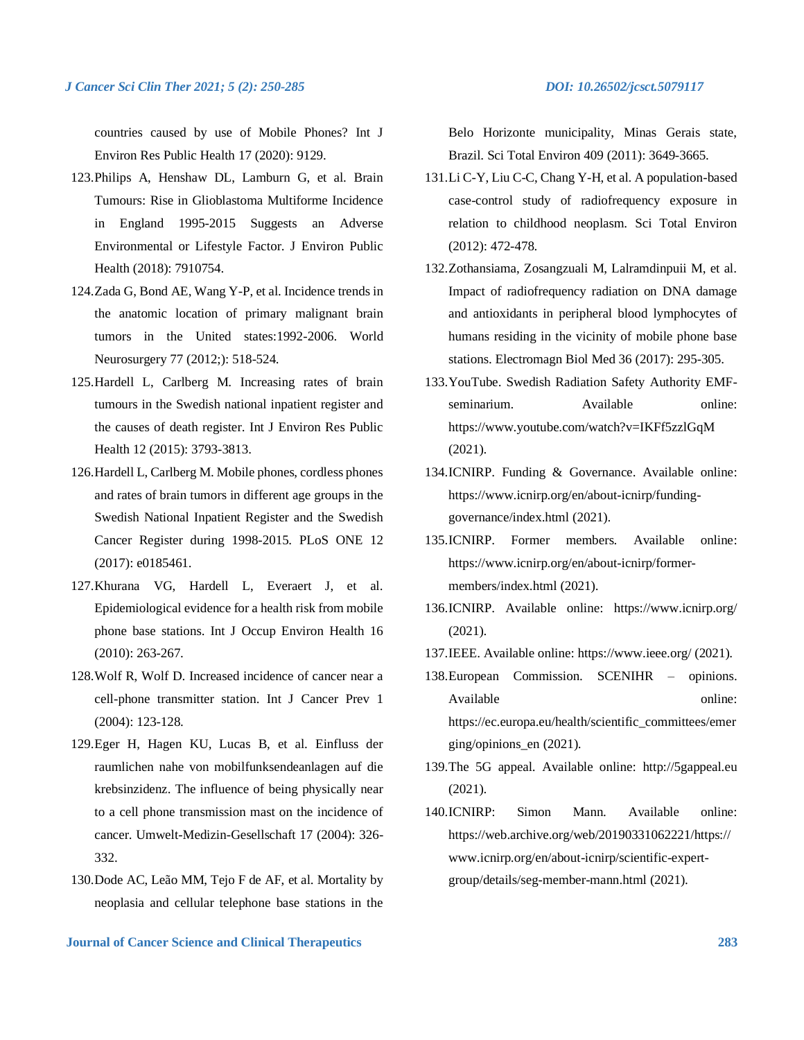countries caused by use of Mobile Phones? Int J Environ Res Public Health 17 (2020): 9129.

123. Philips A, Henshaw DL, Lamburn G, et al. Brain Tumours: Rise in Glioblastoma Multiforme Incidence in England 1995-2015 Suggests an Adverse Environmental or Lifestyle Factor. J Environ Public Health (2018): 7910754.
124. Zada G, Bond AE, Wang Y-P, et al. Incidence trends in the anatomic location of primary malignant brain tumors in the United states:1992-2006. World Neurosurgery 77 (2012;): 518-524.
125. Hardell L, Carlberg M. Increasing rates of brain tumours in the Swedish national inpatient register and the causes of death register. Int J Environ Res Public Health 12 (2015): 3793-3813.
126. Hardell L, Carlberg M. Mobile phones, cordless phones and rates of brain tumors in different age groups in the Swedish National Inpatient Register and the Swedish Cancer Register during 1998-2015. PLoS ONE 12 (2017): e0185461.
127. Khurana VG, Hardell L, Everaert J, et al. Epidemiological evidence for a health risk from mobile phone base stations. Int J Occup Environ Health 16 (2010): 263-267.
128. Wolf R, Wolf D. Increased incidence of cancer near a cell-phone transmitter station. Int J Cancer Prev 1 (2004): 123-128.
129. Eger H, Hagen KU, Lucas B, et al. Einfluss der raumlichen nahe von mobilfunksendeanlagen auf die krebsinzidenz. The influence of being physically near to a cell phone transmission mast on the incidence of cancer. Umwelt-Medizin-Gesellschaft 17 (2004): 326-332.
130. Dode AC, Leão MM, Tejo F de AF, et al. Mortality by neoplasia and cellular telephone base stations in the Belo Horizonte municipality, Minas Gerais state, Brazil. Sci Total Environ 409 (2011): 3649-3665.
131. Li C-Y, Liu C-C, Chang Y-H, et al. A population-based case-control study of radiofrequency exposure in relation to childhood neoplasm. Sci Total Environ (2012): 472-478.
132. Zothansiama, Zosangzuali M, Lalramdinpuii M, et al. Impact of radiofrequency radiation on DNA damage and antioxidants in peripheral blood lymphocytes of humans residing in the vicinity of mobile phone base stations. Electromagn Biol Med 36 (2017): 295-305.
133. YouTube. Swedish Radiation Safety Authority EMF-seminarium. Available online: https://www.youtube.com/watch?v=IKFf5zzlGqM (2021).
134. ICNIRP. Funding & Governance. Available online: https://www.icnirp.org/en/about-icnirp/funding-governance/index.html (2021).
135. ICNIRP. Former members. Available online: https://www.icnirp.org/en/about-icnirp/former-members/index.html (2021).
136. ICNIRP. Available online: https://www.icnirp.org/ (2021).
137. IEEE. Available online: https://www.ieee.org/ (2021).
138. European Commission. SCENIHR – opinions. Available online: https://ec.europa.eu/health/scientific_committees/emerging/opinions_en (2021).
139. The 5G appeal. Available online: http://5gappeal.eu (2021).
140. ICNIRP: Simon Mann. Available online: https://web.archive.org/web/20190331062221/https://www.icnirp.org/en/about-icnirp/scientific-expert-group/details/seg-member-mann.html (2021).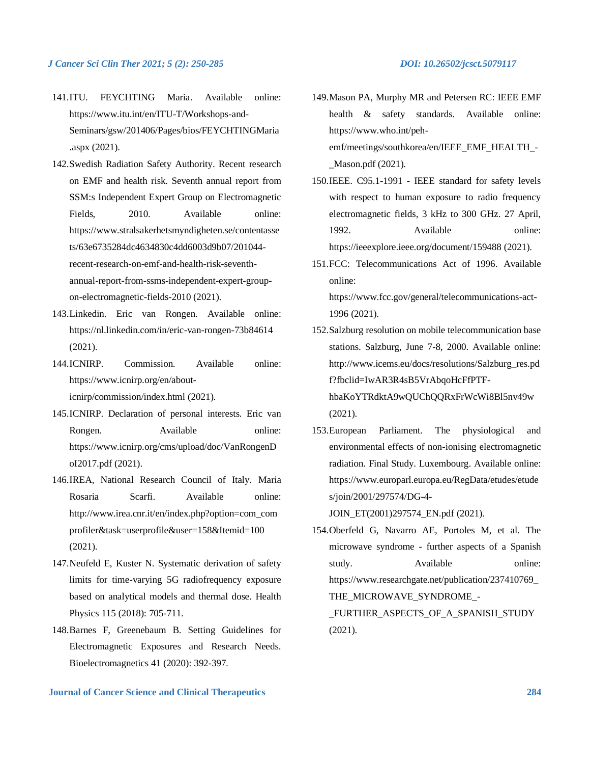141. ITU. FEYCHTING Maria. Available online: https://www.itu.int/en/ITU-T/Workshops-and-Seminars/gsw/201406/Pages/bios/FEYCHTINGMaria.aspx (2021).
142. Swedish Radiation Safety Authority. Recent research on EMF and health risk. Seventh annual report from SSM:s Independent Expert Group on Electromagnetic Fields, 2010. Available online: https://www.stralsakerhetsmyndigheten.se/contentassets/63e6735284dc4634830c4dd6003d9b07/201044-recent-research-on-emf-and-health-risk-seventh-annual-report-from-ssms-independent-expert-group-on-electromagnetic-fields-2010 (2021).
143. Linkedin. Eric van Rongen. Available online: https://nl.linkedin.com/in/eric-van-rongen-73b84614 (2021).
144. ICNIRP. Commission. Available online: https://www.icnirp.org/en/about-icnirp/commission/index.html (2021).
145. ICNIRP. Declaration of personal interests. Eric van Rongen. Available online: https://www.icnirp.org/cms/upload/doc/VanRongenDoI2017.pdf (2021).
146. IREA, National Research Council of Italy. Maria Rosaria Scarfi. Available online: http://www.irea.cnr.it/en/index.php?option=com_comprofiler&task=userprofile&user=158&Itemid=100 (2021).
147. Neufeld E, Kuster N. Systematic derivation of safety limits for time-varying 5G radiofrequency exposure based on analytical models and thermal dose. Health Physics 115 (2018): 705-711.
148. Barnes F, Greenebaum B. Setting Guidelines for Electromagnetic Exposures and Research Needs. Bioelectromagnetics 41 (2020): 392-397.
149. Mason PA, Murphy MR and Petersen RC: IEEE EMF health & safety standards. Available online: https://www.who.int/peh-emf/meetings/southkorea/en/IEEE_EMF_HEALTH_-_Mason.pdf (2021).
150. IEEE. C95.1-1991 - IEEE standard for safety levels with respect to human exposure to radio frequency electromagnetic fields, 3 kHz to 300 GHz. 27 April, 1992. Available online: https://ieeexplore.ieee.org/document/159488 (2021).
151. FCC: Telecommunications Act of 1996. Available online: https://www.fcc.gov/general/telecommunications-act-1996 (2021).
152. Salzburg resolution on mobile telecommunication base stations. Salzburg, June 7-8, 2000. Available online: http://www.icems.eu/docs/resolutions/Salzburg_res.pdf?fbclid=IwAR3R4sB5VrAbqoHcFfPTF-hbaKoYTRdktA9wQUChQQRxFrWcWi8Bl5nv49w (2021).
153. European Parliament. The physiological and environmental effects of non-ionising electromagnetic radiation. Final Study. Luxembourg. Available online: https://www.europarl.europa.eu/RegData/etudes/etudes/join/2001/297574/DG-4-JOIN_ET(2001)297574_EN.pdf (2021).
154. Oberfeld G, Navarro AE, Portoles M, et al. The microwave syndrome - further aspects of a Spanish study. Available online: https://www.researchgate.net/publication/237410769_THE_MICROWAVE_SYNDROME_-_FURTHER_ASPECTS_OF_A_SPANISH_STUDY (2021).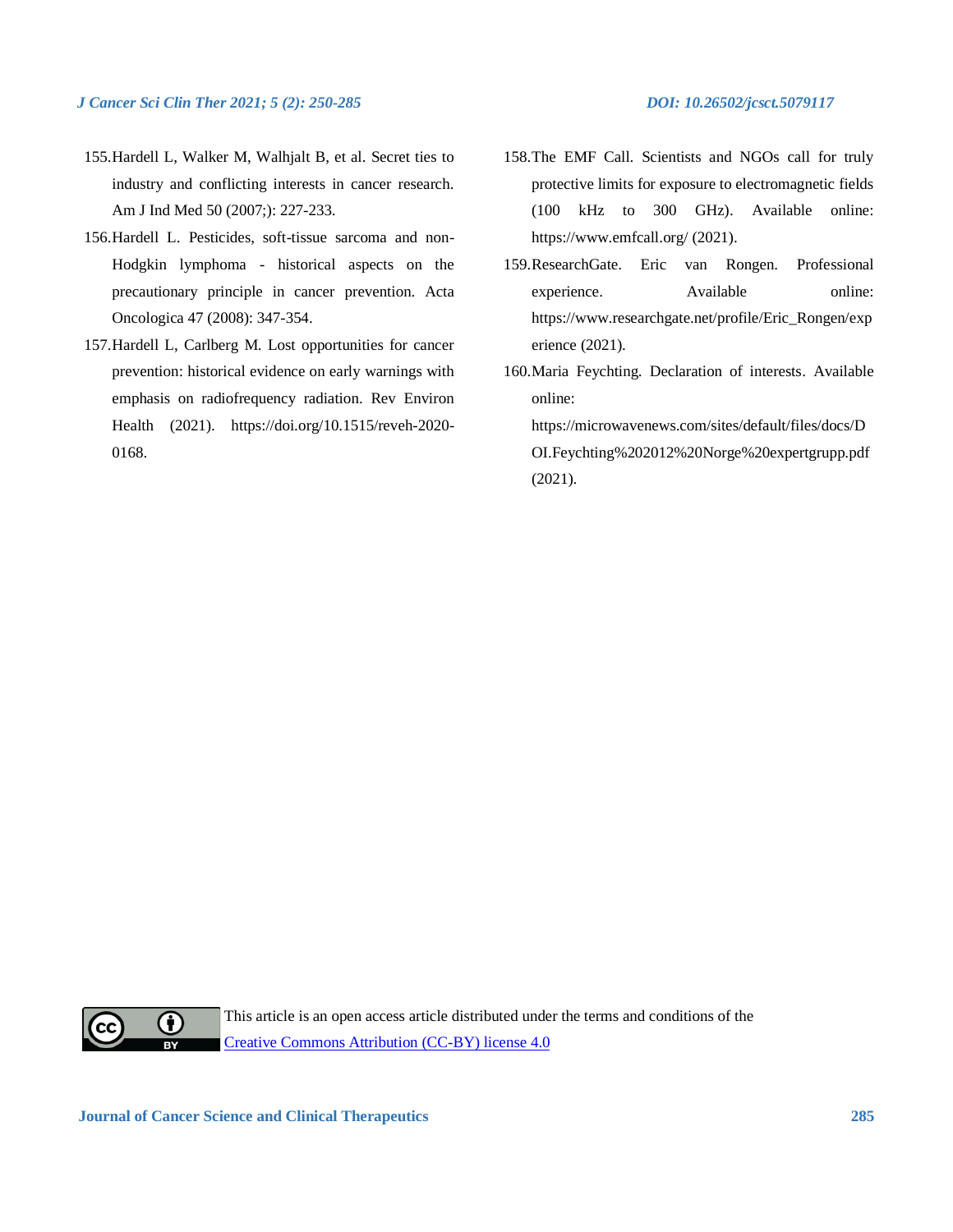155. Hardell L, Walker M, Walhjalt B, et al. Secret ties to industry and conflicting interests in cancer research. Am J Ind Med 50 (2007;): 227-233.
156. Hardell L. Pesticides, soft-tissue sarcoma and non-Hodgkin lymphoma - historical aspects on the precautionary principle in cancer prevention. Acta Oncologica 47 (2008): 347-354.
157. Hardell L, Carlberg M. Lost opportunities for cancer prevention: historical evidence on early warnings with emphasis on radiofrequency radiation. Rev Environ Health (2021). https://doi.org/10.1515/reveh-2020-0168.
158. The EMF Call. Scientists and NGOs call for truly protective limits for exposure to electromagnetic fields (100 kHz to 300 GHz). Available online: https://www.emfcall.org/ (2021).
159. ResearchGate. Eric van Rongen. Professional experience. Available online: https://www.researchgate.net/profile/Eric_Rongen/experience (2021).
160. Maria Feychting. Declaration of interests. Available online: https://microwavenews.com/sites/default/files/docs/DOI.Feychting%202012%20Norge%20expertgrupp.pdf (2021).

This article is an open access article distributed under the terms and conditions of the Creative Commons Attribution (CC-BY) license 4.0